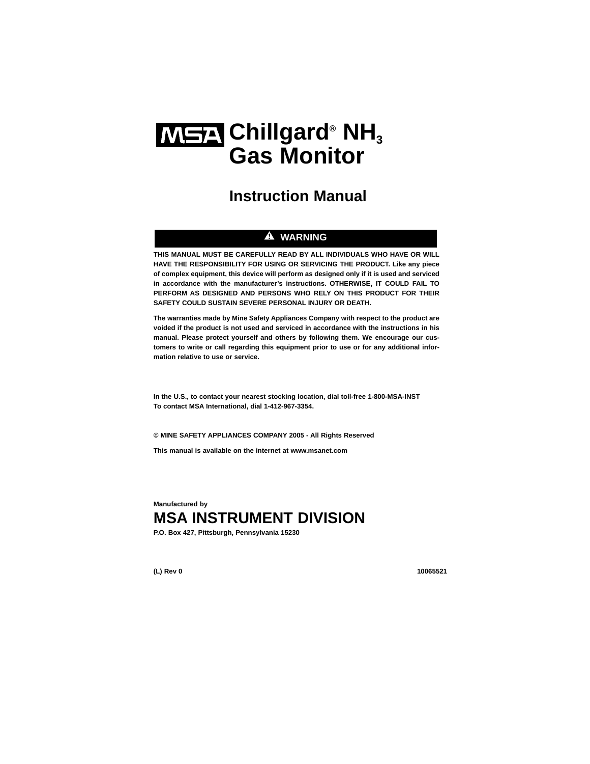# MSA Chillgard® $NH_3$ Gas Monitor

## Instruction Manual

**⚠ WARNING**

**THIS MANUAL MUST BE CAREFULLY READ BY ALL INDIVIDUALS WHO HAVE OR WILL HAVE THE RESPONSIBILITY FOR USING OR SERVICING THE PRODUCT. Like any piece of complex equipment, this device will perform as designed only if it is used and serviced in accordance with the manufacturer's instructions. OTHERWISE, IT COULD FAIL TO PERFORM AS DESIGNED AND PERSONS WHO RELY ON THIS PRODUCT FOR THEIR SAFETY COULD SUSTAIN SEVERE PERSONAL INJURY OR DEATH.**

**The warranties made by Mine Safety Appliances Company with respect to the product are voided if the product is not used and serviced in accordance with the instructions in his manual. Please protect yourself and others by following them. We encourage our customers to write or call regarding this equipment prior to use or for any additional information relative to use or service.**

**In the U.S., to contact your nearest stocking location, dial toll-free 1-800-MSA-INST**
**To contact MSA International, dial 1-412-967-3354.**

**© MINE SAFETY APPLIANCES COMPANY 2005 - All Rights Reserved**

**This manual is available on the internet at www.msanet.com**

**Manufactured by**

## MSA INSTRUMENT DIVISION

**P.O. Box 427, Pittsburgh, Pennsylvania 15230**

**(L) Rev 0** **10065521**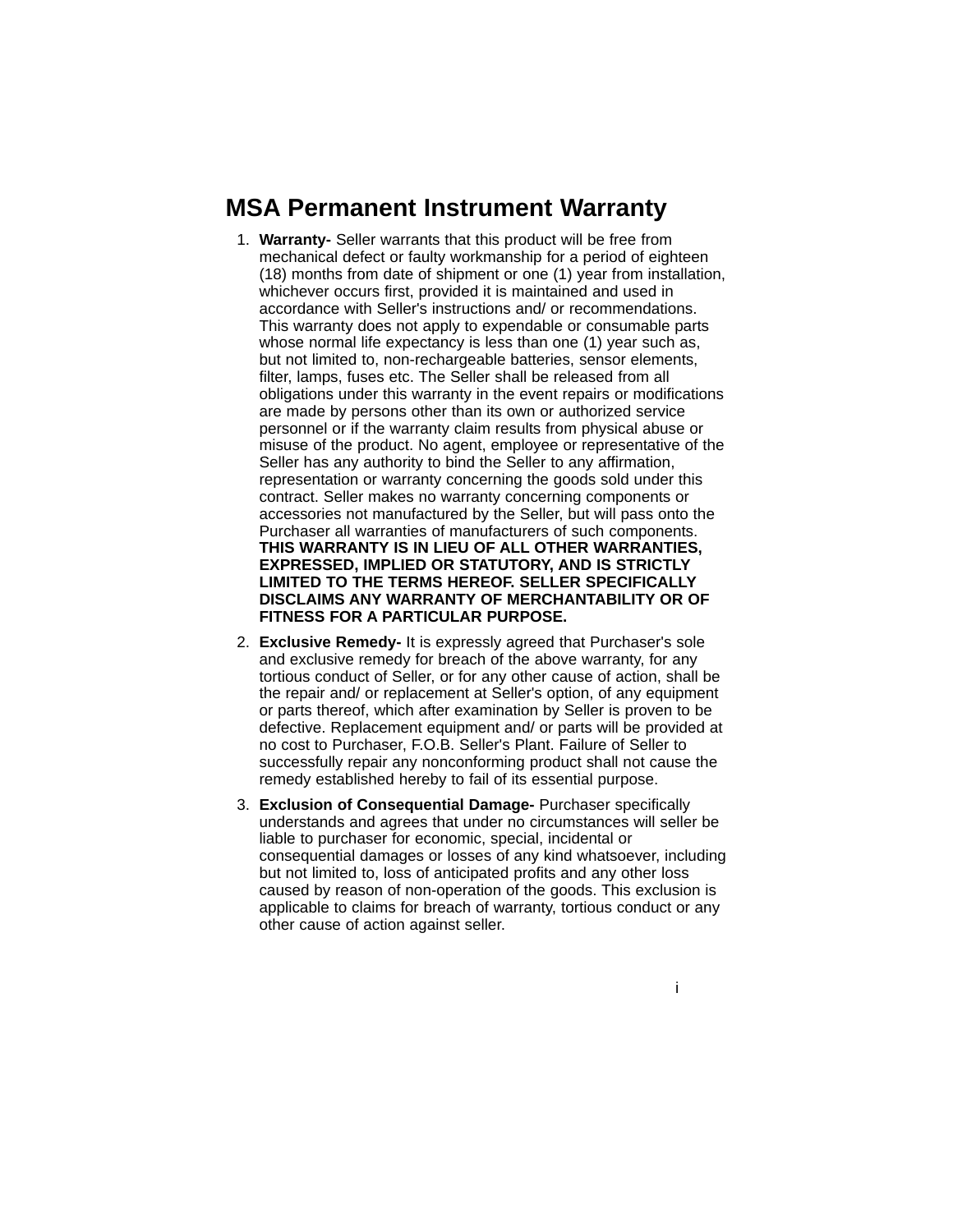# MSA Permanent Instrument Warranty

1. **Warranty-** Seller warrants that this product will be free from mechanical defect or faulty workmanship for a period of eighteen (18) months from date of shipment or one (1) year from installation, whichever occurs first, provided it is maintained and used in accordance with Seller's instructions and/ or recommendations. This warranty does not apply to expendable or consumable parts whose normal life expectancy is less than one (1) year such as, but not limited to, non-rechargeable batteries, sensor elements, filter, lamps, fuses etc. The Seller shall be released from all obligations under this warranty in the event repairs or modifications are made by persons other than its own or authorized service personnel or if the warranty claim results from physical abuse or misuse of the product. No agent, employee or representative of the Seller has any authority to bind the Seller to any affirmation, representation or warranty concerning the goods sold under this contract. Seller makes no warranty concerning components or accessories not manufactured by the Seller, but will pass onto the Purchaser all warranties of manufacturers of such components. **THIS WARRANTY IS IN LIEU OF ALL OTHER WARRANTIES, EXPRESSED, IMPLIED OR STATUTORY, AND IS STRICTLY LIMITED TO THE TERMS HEREOF. SELLER SPECIFICALLY DISCLAIMS ANY WARRANTY OF MERCHANTABILITY OR OF FITNESS FOR A PARTICULAR PURPOSE.**

2. **Exclusive Remedy-** It is expressly agreed that Purchaser's sole and exclusive remedy for breach of the above warranty, for any tortious conduct of Seller, or for any other cause of action, shall be the repair and/ or replacement at Seller's option, of any equipment or parts thereof, which after examination by Seller is proven to be defective. Replacement equipment and/ or parts will be provided at no cost to Purchaser, F.O.B. Seller's Plant. Failure of Seller to successfully repair any nonconforming product shall not cause the remedy established hereby to fail of its essential purpose.

3. **Exclusion of Consequential Damage-** Purchaser specifically understands and agrees that under no circumstances will seller be liable to purchaser for economic, special, incidental or consequential damages or losses of any kind whatsoever, including but not limited to, loss of anticipated profits and any other loss caused by reason of non-operation of the goods. This exclusion is applicable to claims for breach of warranty, tortious conduct or any other cause of action against seller.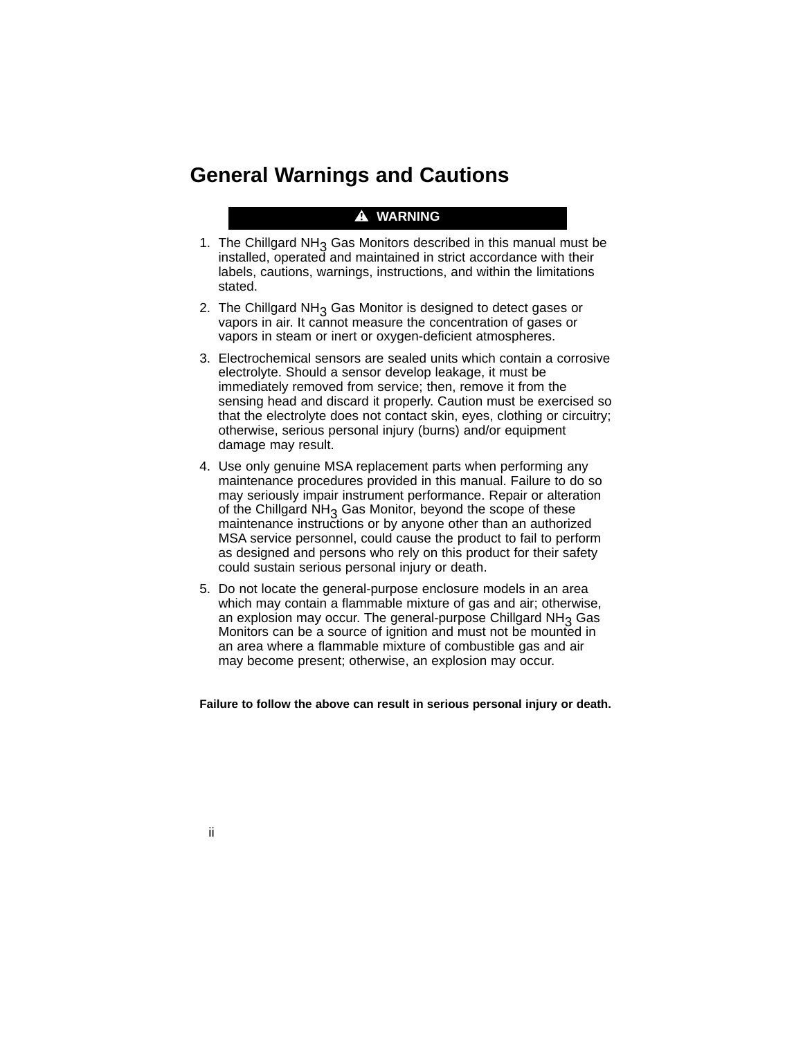# General Warnings and Cautions

**⚠ WARNING**

1. The Chillgard $NH_3$ Gas Monitors described in this manual must be installed, operated and maintained in strict accordance with their labels, cautions, warnings, instructions, and within the limitations stated.
2. The Chillgard $NH_3$ Gas Monitor is designed to detect gases or vapors in air. It cannot measure the concentration of gases or vapors in steam or inert or oxygen-deficient atmospheres.
3. Electrochemical sensors are sealed units which contain a corrosive electrolyte. Should a sensor develop leakage, it must be immediately removed from service; then, remove it from the sensing head and discard it properly. Caution must be exercised so that the electrolyte does not contact skin, eyes, clothing or circuitry; otherwise, serious personal injury (burns) and/or equipment damage may result.
4. Use only genuine MSA replacement parts when performing any maintenance procedures provided in this manual. Failure to do so may seriously impair instrument performance. Repair or alteration of the Chillgard $NH_3$ Gas Monitor, beyond the scope of these maintenance instructions or by anyone other than an authorized MSA service personnel, could cause the product to fail to perform as designed and persons who rely on this product for their safety could sustain serious personal injury or death.
5. Do not locate the general-purpose enclosure models in an area which may contain a flammable mixture of gas and air; otherwise, an explosion may occur. The general-purpose Chillgard $NH_3$ Gas Monitors can be a source of ignition and must not be mounted in an area where a flammable mixture of combustible gas and air may become present; otherwise, an explosion may occur.

**Failure to follow the above can result in serious personal injury or death.**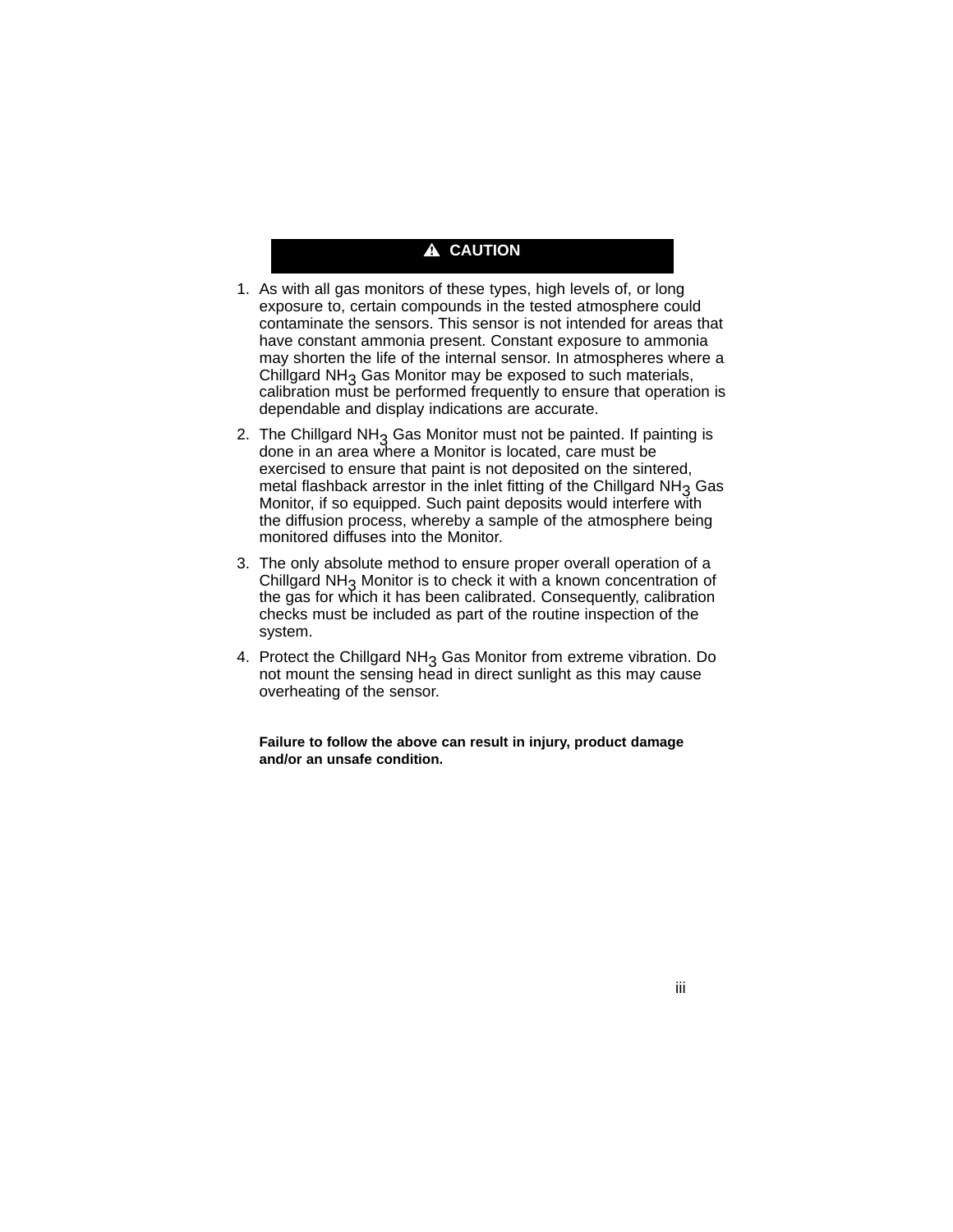## ⚠ CAUTION

1. As with all gas monitors of these types, high levels of, or long exposure to, certain compounds in the tested atmosphere could contaminate the sensors. This sensor is not intended for areas that have constant ammonia present. Constant exposure to ammonia may shorten the life of the internal sensor. In atmospheres where a Chillgard $NH_3$ Gas Monitor may be exposed to such materials, calibration must be performed frequently to ensure that operation is dependable and display indications are accurate.
2. The Chillgard $NH_3$ Gas Monitor must not be painted. If painting is done in an area where a Monitor is located, care must be exercised to ensure that paint is not deposited on the sintered, metal flashback arrestor in the inlet fitting of the Chillgard $NH_3$ Gas Monitor, if so equipped. Such paint deposits would interfere with the diffusion process, whereby a sample of the atmosphere being monitored diffuses into the Monitor.
3. The only absolute method to ensure proper overall operation of a Chillgard $NH_3$ Monitor is to check it with a known concentration of the gas for which it has been calibrated. Consequently, calibration checks must be included as part of the routine inspection of the system.
4. Protect the Chillgard $NH_3$ Gas Monitor from extreme vibration. Do not mount the sensing head in direct sunlight as this may cause overheating of the sensor.

**Failure to follow the above can result in injury, product damage and/or an unsafe condition.**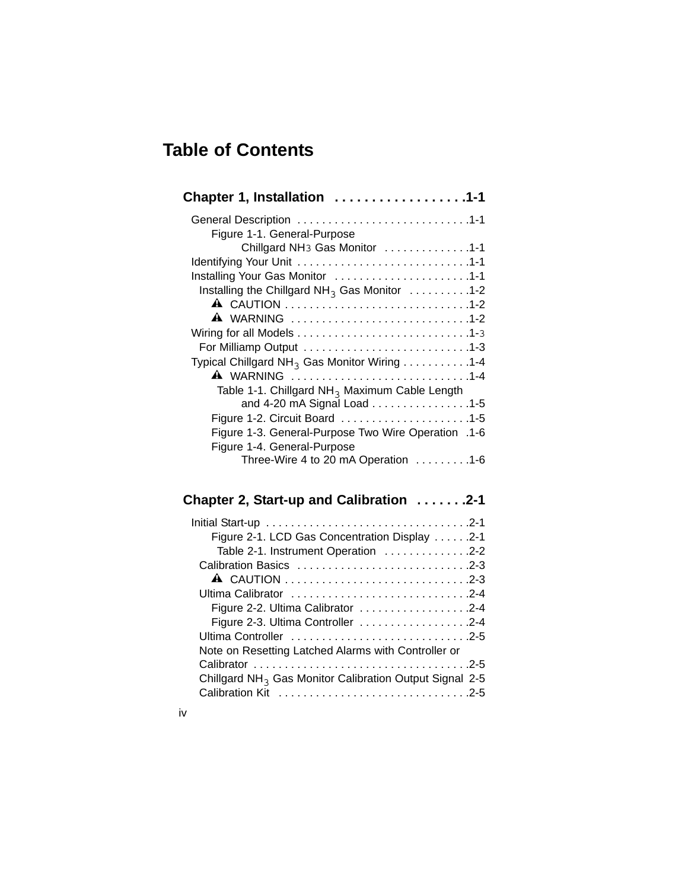# Table of Contents

## Chapter 1, Installation . . . . . . . . . . . . . . . . . .1-1

General Description . . . . . . . . . . . . . . . . . . . . . . . . . . . .1-1

Figure 1-1. General-Purpose Chillgard $NH_3$ Gas Monitor . . . . . . . . . . . . .1-1

Identifying Your Unit . . . . . . . . . . . . . . . . . . . . . . . . . . . .1-1

Installing Your Gas Monitor . . . . . . . . . . . . . . . . . . . . . .1-1

Installing the Chillgard $NH_3$ Gas Monitor . . . . . . . . . .1-2

⚠ CAUTION . . . . . . . . . . . . . . . . . . . . . . . . . . . . . .1-2

⚠ WARNING . . . . . . . . . . . . . . . . . . . . . . . . . . . . .1-2

Wiring for all Models . . . . . . . . . . . . . . . . . . . . . . . . . . . .1-3

For Milliamp Output . . . . . . . . . . . . . . . . . . . . . . . . . . .1-3

Typical Chillgard $NH_3$ Gas Monitor Wiring . . . . . . . . . . .1-4

⚠ WARNING . . . . . . . . . . . . . . . . . . . . . . . . . . . . .1-4

Table 1-1. Chillgard $NH_3$ Maximum Cable Length and 4-20 mA Signal Load . . . . . . . . . . . . . . . .1-5

Figure 1-2. Circuit Board . . . . . . . . . . . . . . . . . . . . .1-5

Figure 1-3. General-Purpose Two Wire Operation .1-6

Figure 1-4. General-Purpose Three-Wire 4 to 20 mA Operation . . . . . . . . .1-6

## Chapter 2, Start-up and Calibration . . . . . . .2-1

Initial Start-up . . . . . . . . . . . . . . . . . . . . . . . . . . . . . . . . .2-1

Figure 2-1. LCD Gas Concentration Display . . . . . .2-1

Table 2-1. Instrument Operation . . . . . . . . . . . . . .2-2

Calibration Basics . . . . . . . . . . . . . . . . . . . . . . . . . . . .2-3

⚠ CAUTION . . . . . . . . . . . . . . . . . . . . . . . . . . . . . .2-3

Ultima Calibrator . . . . . . . . . . . . . . . . . . . . . . . . . . . . .2-4

Figure 2-2. Ultima Calibrator . . . . . . . . . . . . . . . . . .2-4

Figure 2-3. Ultima Controller . . . . . . . . . . . . . . . . . .2-4

Ultima Controller . . . . . . . . . . . . . . . . . . . . . . . . . . . . .2-5

Note on Resetting Latched Alarms with Controller or Calibrator . . . . . . . . . . . . . . . . . . . . . . . . . . . . . . . . . . .2-5

Chillgard $NH_3$ Gas Monitor Calibration Output Signal 2-5

Calibration Kit . . . . . . . . . . . . . . . . . . . . . . . . . . . . . . .2-5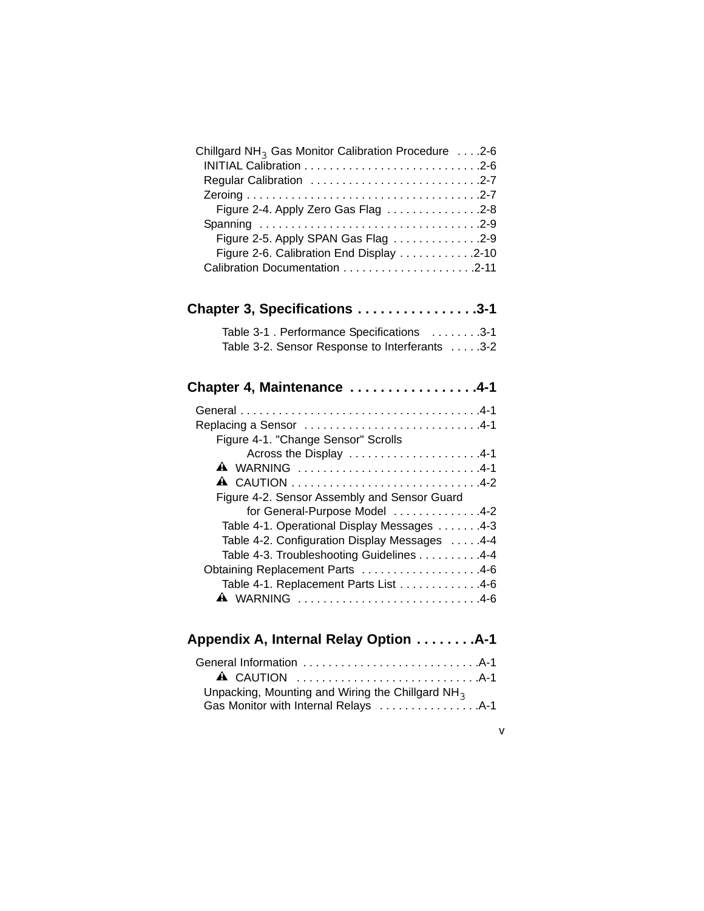Chillgard $NH_3$ Gas Monitor Calibration Procedure . . . .2-6
INITIAL Calibration . . . . . . . . . . . . . . . . . . . . . . . . . . . .2-6
Regular Calibration . . . . . . . . . . . . . . . . . . . . . . . . . . .2-7
Zeroing . . . . . . . . . . . . . . . . . . . . . . . . . . . . . . . . . . . . .2-7
Figure 2-4. Apply Zero Gas Flag . . . . . . . . . . . . . . .2-8
Spanning . . . . . . . . . . . . . . . . . . . . . . . . . . . . . . . . . . .2-9
Figure 2-5. Apply SPAN Gas Flag . . . . . . . . . . . . . .2-9
Figure 2-6. Calibration End Display . . . . . . . . . . . .2-10
Calibration Documentation . . . . . . . . . . . . . . . . . . . . .2-11

## Chapter 3, Specifications . . . . . . . . . . . . . . . .3-1

Table 3-1 . Performance Specifications . . . . . . . .3-1
Table 3-2. Sensor Response to Interferants . . . . .3-2

## Chapter 4, Maintenance . . . . . . . . . . . . . . . . .4-1

General . . . . . . . . . . . . . . . . . . . . . . . . . . . . . . . . . . . . . .4-1
Replacing a Sensor . . . . . . . . . . . . . . . . . . . . . . . . . . . .4-1
Figure 4-1. "Change Sensor" Scrolls Across the Display . . . . . . . . . . . . . . . . . . . . .4-1
WARNING . . . . . . . . . . . . . . . . . . . . . . . . . . . . .4-1
CAUTION . . . . . . . . . . . . . . . . . . . . . . . . . . . . . .4-2
Figure 4-2. Sensor Assembly and Sensor Guard for General-Purpose Model . . . . . . . . . . . . .4-2
Table 4-1. Operational Display Messages . . . . . . .4-3
Table 4-2. Configuration Display Messages . . . . .4-4
Table 4-3. Troubleshooting Guidelines . . . . . . . . . .4-4
Obtaining Replacement Parts . . . . . . . . . . . . . . . . . . .4-6
Table 4-1. Replacement Parts List . . . . . . . . . . . . .4-6
WARNING . . . . . . . . . . . . . . . . . . . . . . . . . . . . .4-6

## Appendix A, Internal Relay Option . . . . . . . .A-1

General Information . . . . . . . . . . . . . . . . . . . . . . . . . . .A-1
CAUTION . . . . . . . . . . . . . . . . . . . . . . . . . . . . .A-1
Unpacking, Mounting and Wiring the Chillgard $NH_3$ Gas Monitor with Internal Relays . . . . . . . . . . . . . . . .A-1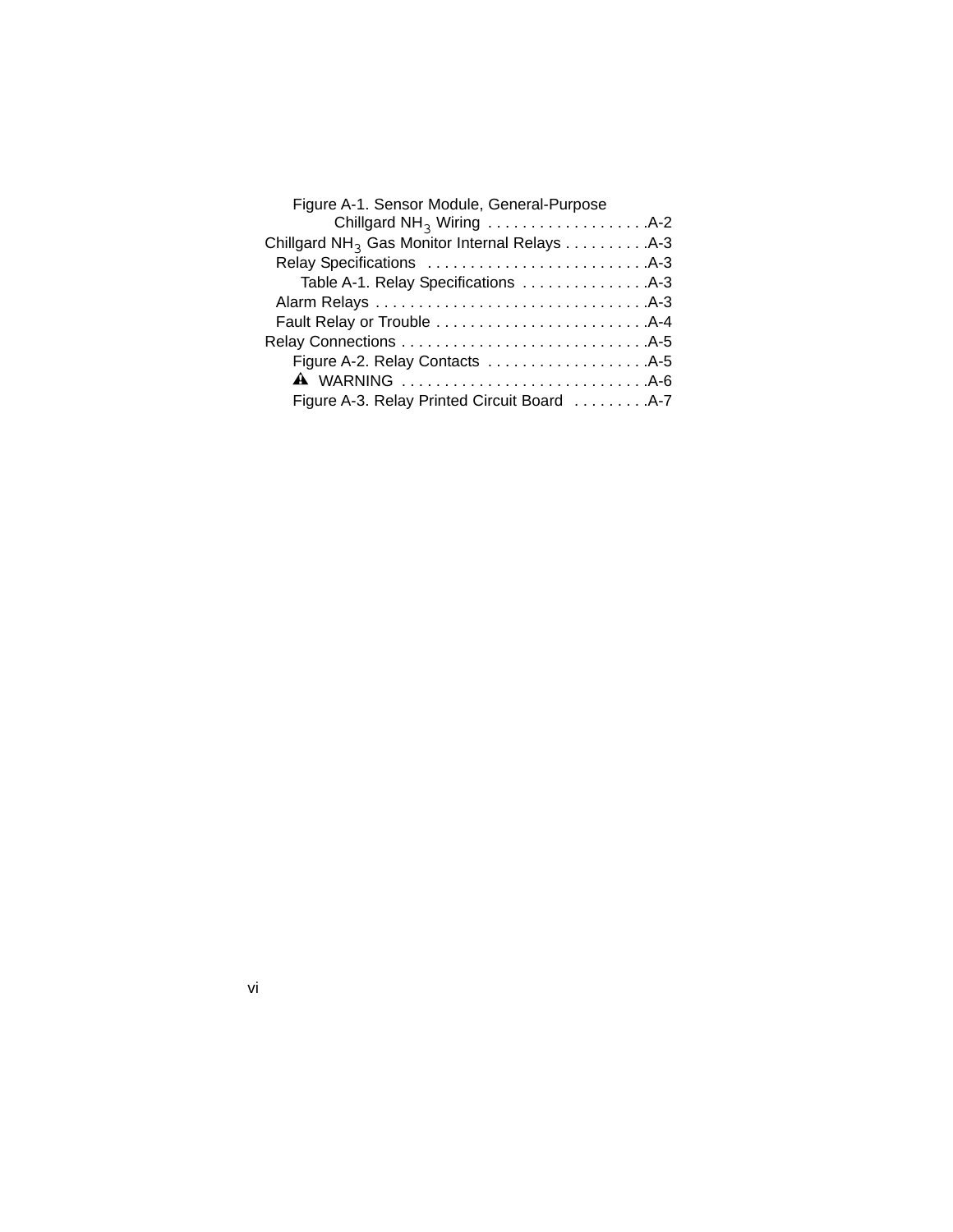Figure A-1. Sensor Module, General-Purpose Chillgard $NH_3$ Wiring . . . . . . . . . . . . . . . . . . A-2

Chillgard $NH_3$ Gas Monitor Internal Relays . . . . . . . . . . A-3

Relay Specifications . . . . . . . . . . . . . . . . . . . . . . . . . . A-3

Table A-1. Relay Specifications . . . . . . . . . . . . . . . A-3

Alarm Relays . . . . . . . . . . . . . . . . . . . . . . . . . . . . . . . . A-3

Fault Relay or Trouble . . . . . . . . . . . . . . . . . . . . . . . . . A-4

Relay Connections . . . . . . . . . . . . . . . . . . . . . . . . . . . . . A-5

Figure A-2. Relay Contacts . . . . . . . . . . . . . . . . . . . A-5

⚠ WARNING . . . . . . . . . . . . . . . . . . . . . . . . . . . . . A-6

Figure A-3. Relay Printed Circuit Board . . . . . . . . . A-7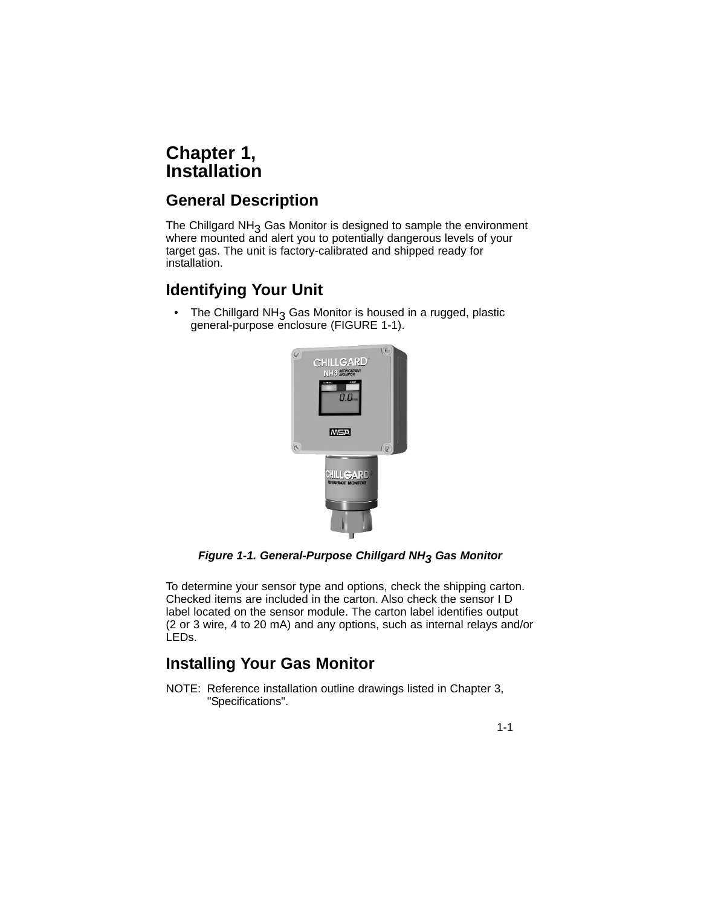# Chapter 1, Installation

## General Description

The Chillgard $NH_3$ Gas Monitor is designed to sample the environment where mounted and alert you to potentially dangerous levels of your target gas. The unit is factory-calibrated and shipped ready for installation.

## Identifying Your Unit

- The Chillgard $NH_3$ Gas Monitor is housed in a rugged, plastic general-purpose enclosure (FIGURE 1-1).

***Figure 1-1. General-Purpose Chillgard $NH_3$ Gas Monitor***

To determine your sensor type and options, check the shipping carton. Checked items are included in the carton. Also check the sensor I D label located on the sensor module. The carton label identifies output (2 or 3 wire, 4 to 20 mA) and any options, such as internal relays and/or LEDs.

## Installing Your Gas Monitor

NOTE: Reference installation outline drawings listed in Chapter 3, "Specifications".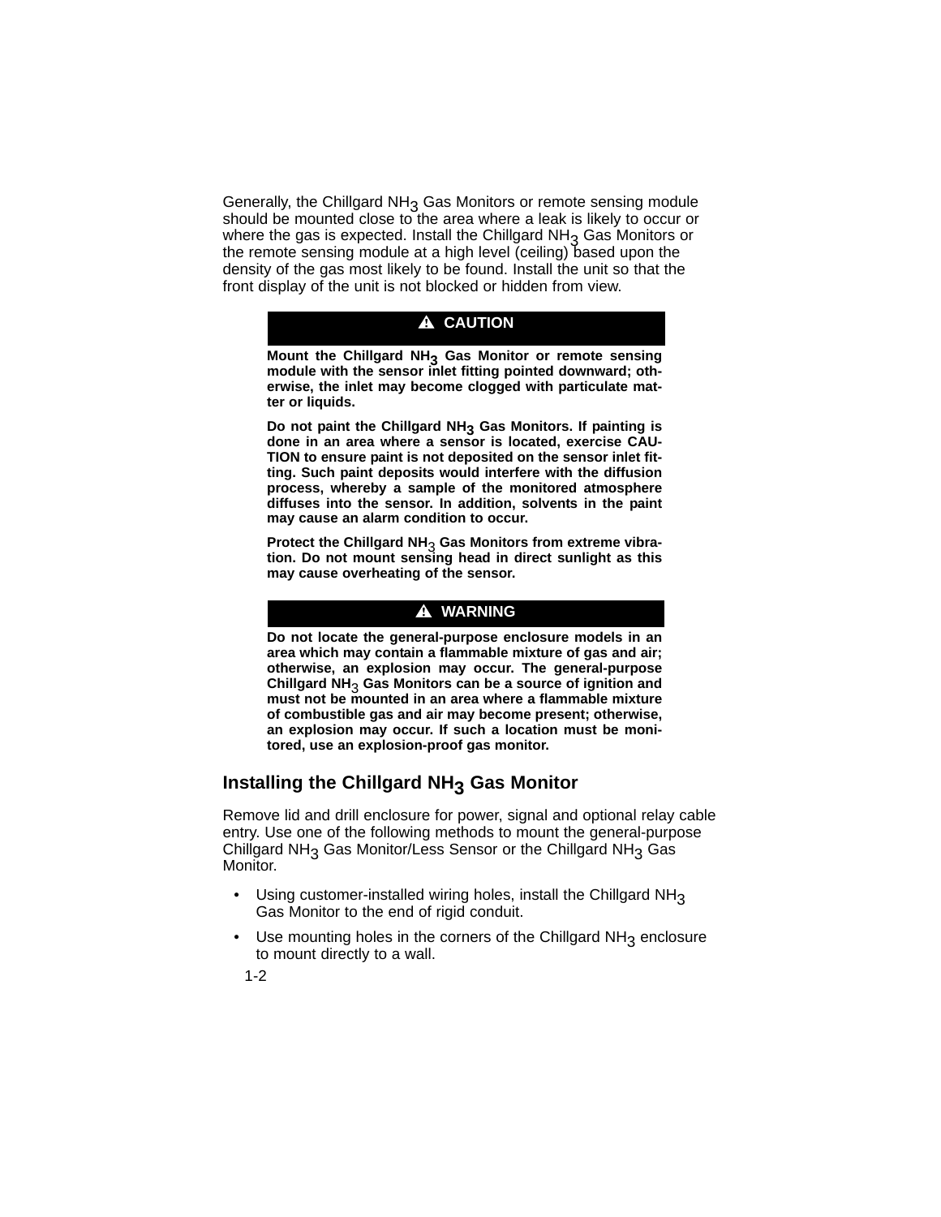Generally, the Chillgard $NH_3$ Gas Monitors or remote sensing module should be mounted close to the area where a leak is likely to occur or where the gas is expected. Install the Chillgard $NH_3$ Gas Monitors or the remote sensing module at a high level (ceiling) based upon the density of the gas most likely to be found. Install the unit so that the front display of the unit is not blocked or hidden from view.

**⚠ CAUTION**

**Mount the Chillgard $NH_3$ Gas Monitor or remote sensing module with the sensor inlet fitting pointed downward; otherwise, the inlet may become clogged with particulate matter or liquids.**

**Do not paint the Chillgard $NH_3$ Gas Monitors. If painting is done in an area where a sensor is located, exercise CAUTION to ensure paint is not deposited on the sensor inlet fitting. Such paint deposits would interfere with the diffusion process, whereby a sample of the monitored atmosphere diffuses into the sensor. In addition, solvents in the paint may cause an alarm condition to occur.**

**Protect the Chillgard $NH_3$ Gas Monitors from extreme vibration. Do not mount sensing head in direct sunlight as this may cause overheating of the sensor.**

**⚠ WARNING**

**Do not locate the general-purpose enclosure models in an area which may contain a flammable mixture of gas and air; otherwise, an explosion may occur. The general-purpose Chillgard $NH_3$ Gas Monitors can be a source of ignition and must not be mounted in an area where a flammable mixture of combustible gas and air may become present; otherwise, an explosion may occur. If such a location must be monitored, use an explosion-proof gas monitor.**

## Installing the Chillgard $NH_3$ Gas Monitor

Remove lid and drill enclosure for power, signal and optional relay cable entry. Use one of the following methods to mount the general-purpose Chillgard $NH_3$ Gas Monitor/Less Sensor or the Chillgard $NH_3$ Gas Monitor.

- Using customer-installed wiring holes, install the Chillgard $NH_3$ Gas Monitor to the end of rigid conduit.
- Use mounting holes in the corners of the Chillgard $NH_3$ enclosure to mount directly to a wall.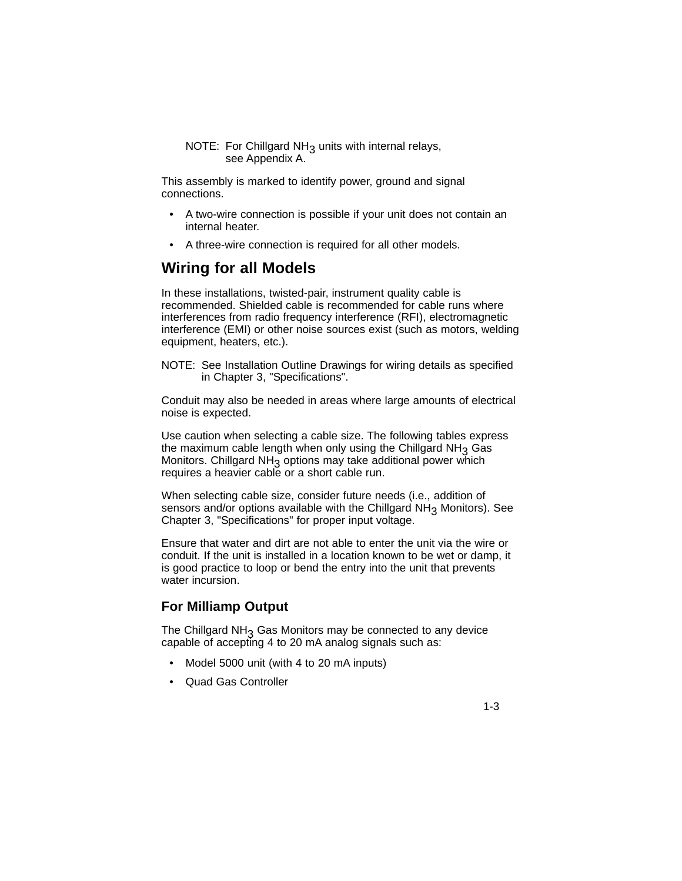NOTE: For Chillgard $NH_3$ units with internal relays, see Appendix A.

This assembly is marked to identify power, ground and signal connections.

- A two-wire connection is possible if your unit does not contain an internal heater.
- A three-wire connection is required for all other models.

## Wiring for all Models

In these installations, twisted-pair, instrument quality cable is recommended. Shielded cable is recommended for cable runs where interferences from radio frequency interference (RFI), electromagnetic interference (EMI) or other noise sources exist (such as motors, welding equipment, heaters, etc.).

NOTE: See Installation Outline Drawings for wiring details as specified in Chapter 3, "Specifications".

Conduit may also be needed in areas where large amounts of electrical noise is expected.

Use caution when selecting a cable size. The following tables express the maximum cable length when only using the Chillgard $NH_3$ Gas Monitors. Chillgard $NH_3$ options may take additional power which requires a heavier cable or a short cable run.

When selecting cable size, consider future needs (i.e., addition of sensors and/or options available with the Chillgard $NH_3$ Monitors). See Chapter 3, "Specifications" for proper input voltage.

Ensure that water and dirt are not able to enter the unit via the wire or conduit. If the unit is installed in a location known to be wet or damp, it is good practice to loop or bend the entry into the unit that prevents water incursion.

### For Milliamp Output

The Chillgard $NH_3$ Gas Monitors may be connected to any device capable of accepting 4 to 20 mA analog signals such as:

- Model 5000 unit (with 4 to 20 mA inputs)
- Quad Gas Controller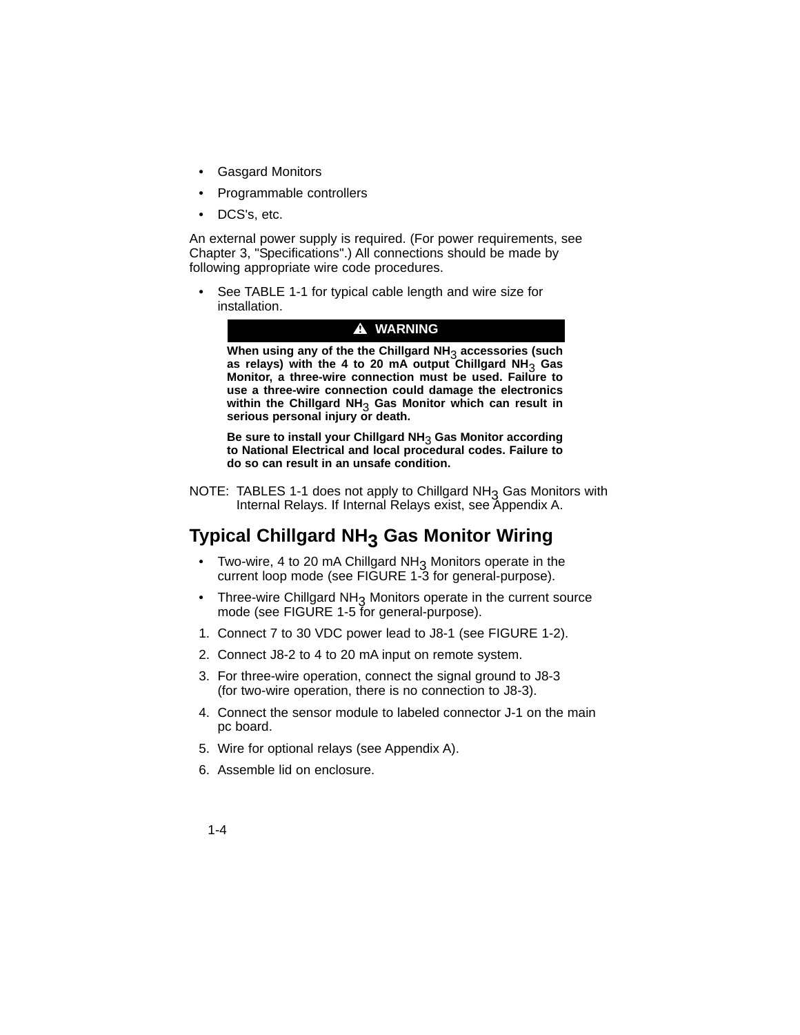- Gasgard Monitors
- Programmable controllers
- DCS's, etc.

An external power supply is required. (For power requirements, see Chapter 3, "Specifications".) All connections should be made by following appropriate wire code procedures.

- See TABLE 1-1 for typical cable length and wire size for installation.

> **⚠ WARNING**
>
> **When using any of the the Chillgard $NH_3$ accessories (such as relays) with the 4 to 20 mA output Chillgard $NH_3$ Gas Monitor, a three-wire connection must be used. Failure to use a three-wire connection could damage the electronics within the Chillgard $NH_3$ Gas Monitor which can result in serious personal injury or death.**
>
> **Be sure to install your Chillgard $NH_3$ Gas Monitor according to National Electrical and local procedural codes. Failure to do so can result in an unsafe condition.**

NOTE: TABLES 1-1 does not apply to Chillgard $NH_3$ Gas Monitors with Internal Relays. If Internal Relays exist, see Appendix A.

## Typical Chillgard $NH_3$ Gas Monitor Wiring

- Two-wire, 4 to 20 mA Chillgard $NH_3$ Monitors operate in the current loop mode (see FIGURE 1-3 for general-purpose).
- Three-wire Chillgard $NH_3$ Monitors operate in the current source mode (see FIGURE 1-5 for general-purpose).

1. Connect 7 to 30 VDC power lead to J8-1 (see FIGURE 1-2).
2. Connect J8-2 to 4 to 20 mA input on remote system.
3. For three-wire operation, connect the signal ground to J8-3 (for two-wire operation, there is no connection to J8-3).
4. Connect the sensor module to labeled connector J-1 on the main pc board.
5. Wire for optional relays (see Appendix A).
6. Assemble lid on enclosure.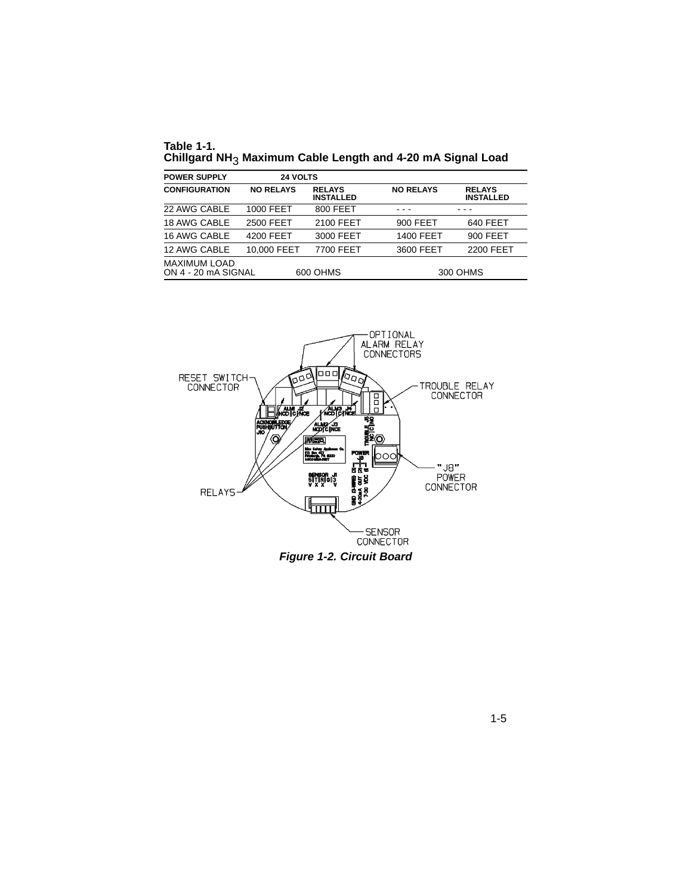**Table 1-1.**
**Chillgard $NH_3$ Maximum Cable Length and 4-20 mA Signal Load**

| POWER SUPPLY | 24 VOLTS | | | |
|---|---|---|---|---|
| **CONFIGURATION** | **NO RELAYS** | **RELAYS INSTALLED** | **NO RELAYS** | **RELAYS INSTALLED** |
| 22 AWG CABLE | 1000 FEET | 800 FEET | - - - | - - - |
| 18 AWG CABLE | 2500 FEET | 2100 FEET | 900 FEET | 640 FEET |
| 16 AWG CABLE | 4200 FEET | 3000 FEET | 1400 FEET | 900 FEET |
| 12 AWG CABLE | 10,000 FEET | 7700 FEET | 3600 FEET | 2200 FEET |
| MAXIMUM LOAD ON 4 - 20 mA SIGNAL | 600 OHMS | | 300 OHMS | |

***Figure 1-2. Circuit Board***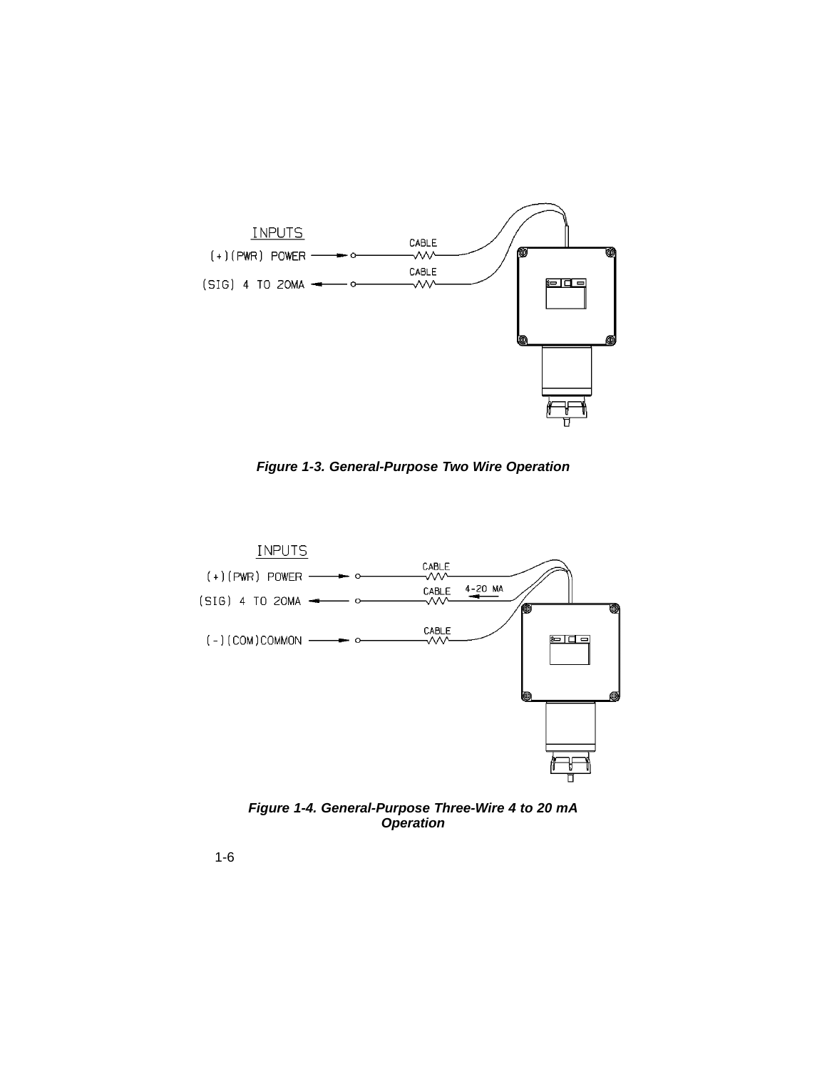INPUTS

(+)(PWR) POWER

(SIG) 4 TO 20MA

CABLE

CABLE

*Figure 1-3. General-Purpose Two Wire Operation*

INPUTS

(+)(PWR) POWER

(SIG) 4 TO 20MA

(-)(COM)COMMON

CABLE

CABLE 4-20 MA

CABLE

*Figure 1-4. General-Purpose Three-Wire 4 to 20 mA Operation*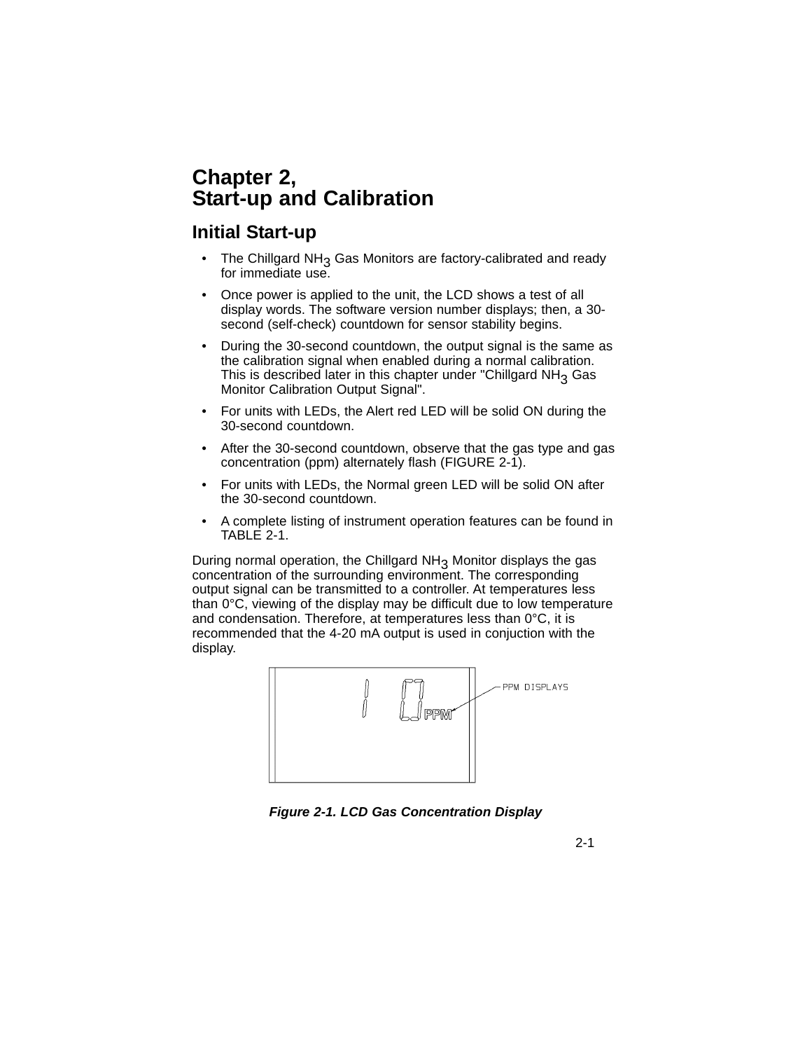# Chapter 2, Start-up and Calibration

## Initial Start-up

- The Chillgard $NH_3$ Gas Monitors are factory-calibrated and ready for immediate use.
- Once power is applied to the unit, the LCD shows a test of all display words. The software version number displays; then, a 30-second (self-check) countdown for sensor stability begins.
- During the 30-second countdown, the output signal is the same as the calibration signal when enabled during a normal calibration. This is described later in this chapter under "Chillgard $NH_3$ Gas Monitor Calibration Output Signal".
- For units with LEDs, the Alert red LED will be solid ON during the 30-second countdown.
- After the 30-second countdown, observe that the gas type and gas concentration (ppm) alternately flash (FIGURE 2-1).
- For units with LEDs, the Normal green LED will be solid ON after the 30-second countdown.
- A complete listing of instrument operation features can be found in TABLE 2-1.

During normal operation, the Chillgard $NH_3$ Monitor displays the gas concentration of the surrounding environment. The corresponding output signal can be transmitted to a controller. At temperatures less than 0°C, viewing of the display may be difficult due to low temperature and condensation. Therefore, at temperatures less than 0°C, it is recommended that the 4-20 mA output is used in conjuction with the display.

10 PPM — PPM DISPLAYS

*Figure 2-1. LCD Gas Concentration Display*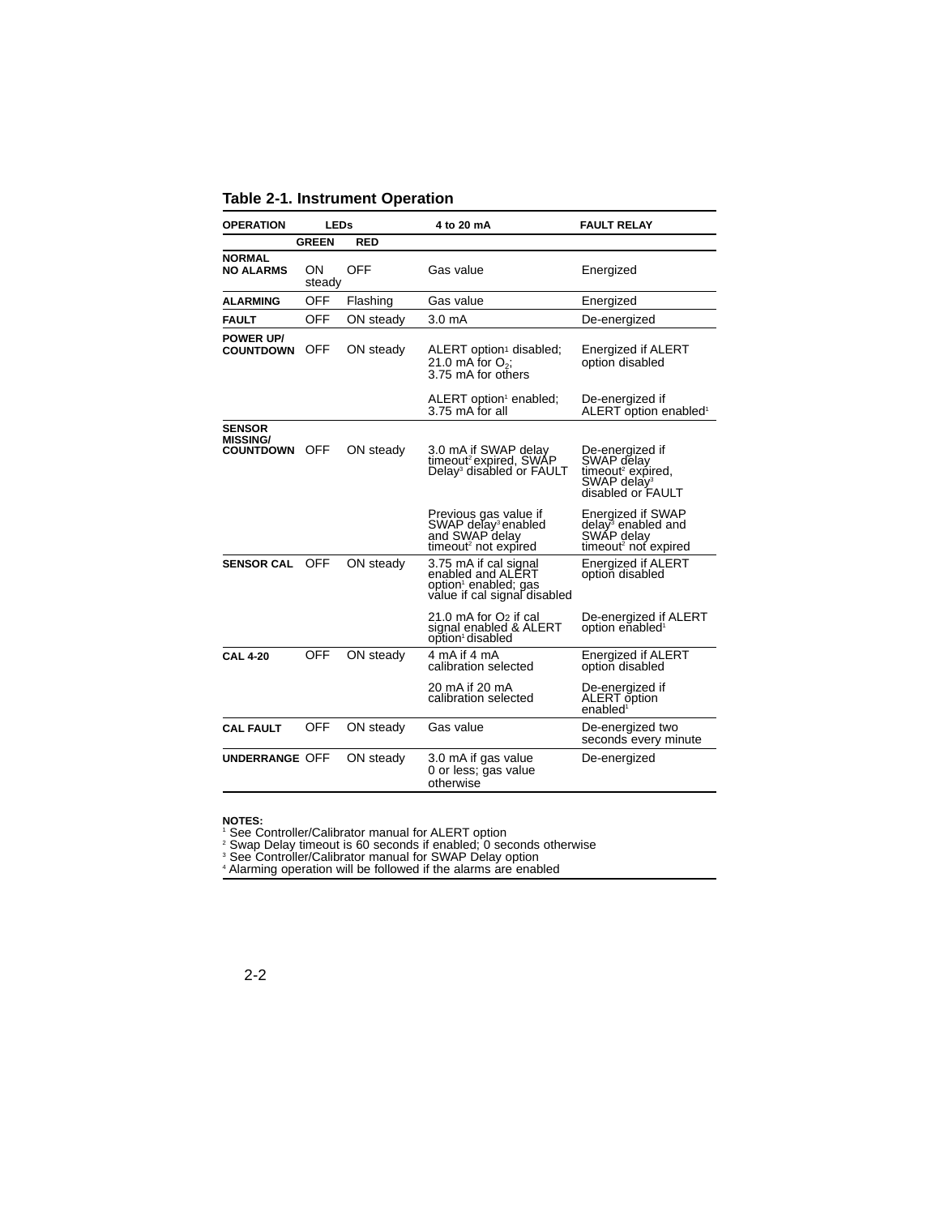**Table 2-1. Instrument Operation**

| OPERATION | LEDs | | 4 to 20 mA | FAULT RELAY |
|---|---|---|---|---|
| | GREEN | RED | | |
| **NORMAL NO ALARMS** | ON steady | OFF | Gas value | Energized |
| **ALARMING** | OFF | Flashing | Gas value | Energized |
| **FAULT** | OFF | ON steady | 3.0 mA | De-energized |
| **POWER UP/ COUNTDOWN** | OFF | ON steady | ALERT option[1] disabled; 21.0 mA for $O_2$; 3.75 mA for others | Energized if ALERT option disabled |
| | | | ALERT option[1] enabled; 3.75 mA for all | De-energized if ALERT option enabled[1] |
| **SENSOR MISSING/ COUNTDOWN** | OFF | ON steady | 3.0 mA if SWAP delay timeout[2] expired, SWAP Delay[3] disabled or FAULT | De-energized if SWAP delay timeout[2] expired, SWAP delay[3] disabled or FAULT |
| | | | Previous gas value if SWAP delay[3] enabled and SWAP delay timeout[2] not expired | Energized if SWAP delay[3] enabled and SWAP delay timeout[2] not expired |
| **SENSOR CAL** | OFF | ON steady | 3.75 mA if cal signal enabled and ALERT option[1] enabled; gas value if cal signal disabled | Energized if ALERT option disabled |
| | | | 21.0 mA for $O_2$ if cal signal enabled & ALERT option[1] disabled | De-energized if ALERT option enabled[1] |
| **CAL 4-20** | OFF | ON steady | 4 mA if 4 mA calibration selected | Energized if ALERT option disabled |
| | | | 20 mA if 20 mA calibration selected | De-energized if ALERT option enabled[1] |
| **CAL FAULT** | OFF | ON steady | Gas value | De-energized two seconds every minute |
| **UNDERRANGE** | OFF | ON steady | 3.0 mA if gas value 0 or less; gas value otherwise | De-energized |

**NOTES:**
[1] See Controller/Calibrator manual for ALERT option
[2] Swap Delay timeout is 60 seconds if enabled; 0 seconds otherwise
[3] See Controller/Calibrator manual for SWAP Delay option
[4] Alarming operation will be followed if the alarms are enabled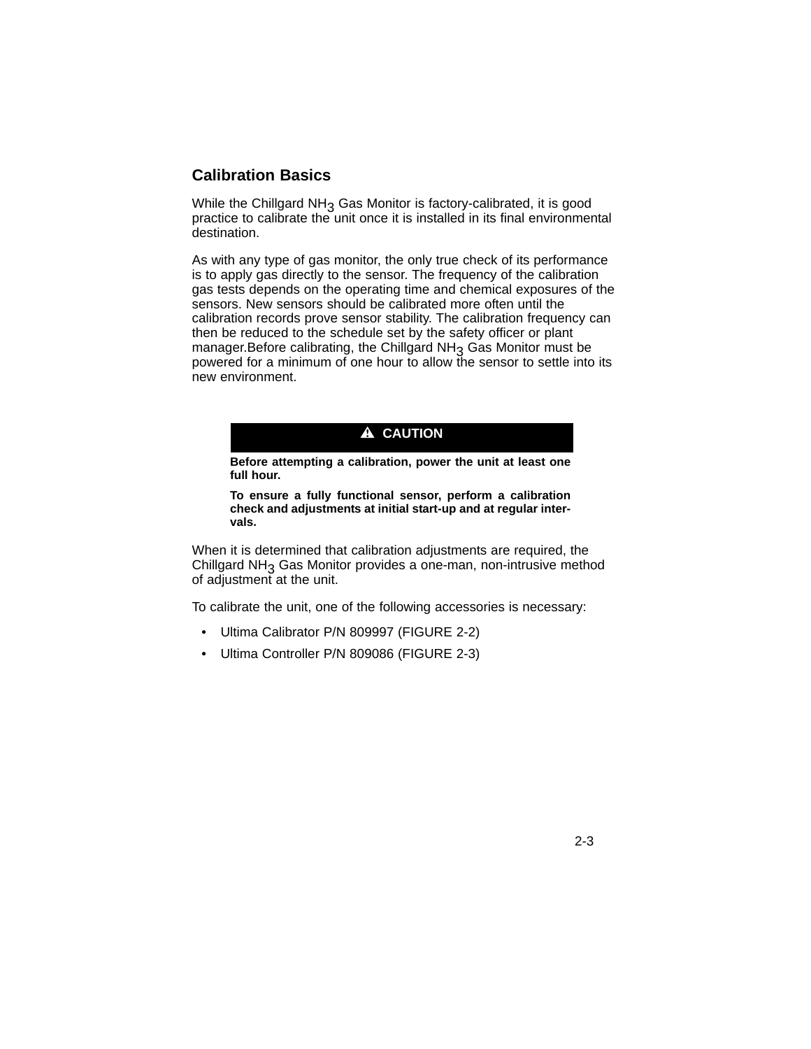## Calibration Basics

While the Chillgard $NH_3$ Gas Monitor is factory-calibrated, it is good practice to calibrate the unit once it is installed in its final environmental destination.

As with any type of gas monitor, the only true check of its performance is to apply gas directly to the sensor. The frequency of the calibration gas tests depends on the operating time and chemical exposures of the sensors. New sensors should be calibrated more often until the calibration records prove sensor stability. The calibration frequency can then be reduced to the schedule set by the safety officer or plant manager.Before calibrating, the Chillgard $NH_3$ Gas Monitor must be powered for a minimum of one hour to allow the sensor to settle into its new environment.

> **⚠ CAUTION**
>
> **Before attempting a calibration, power the unit at least one full hour.**
>
> **To ensure a fully functional sensor, perform a calibration check and adjustments at initial start-up and at regular intervals.**

When it is determined that calibration adjustments are required, the Chillgard $NH_3$ Gas Monitor provides a one-man, non-intrusive method of adjustment at the unit.

To calibrate the unit, one of the following accessories is necessary:

- Ultima Calibrator P/N 809997 (FIGURE 2-2)
- Ultima Controller P/N 809086 (FIGURE 2-3)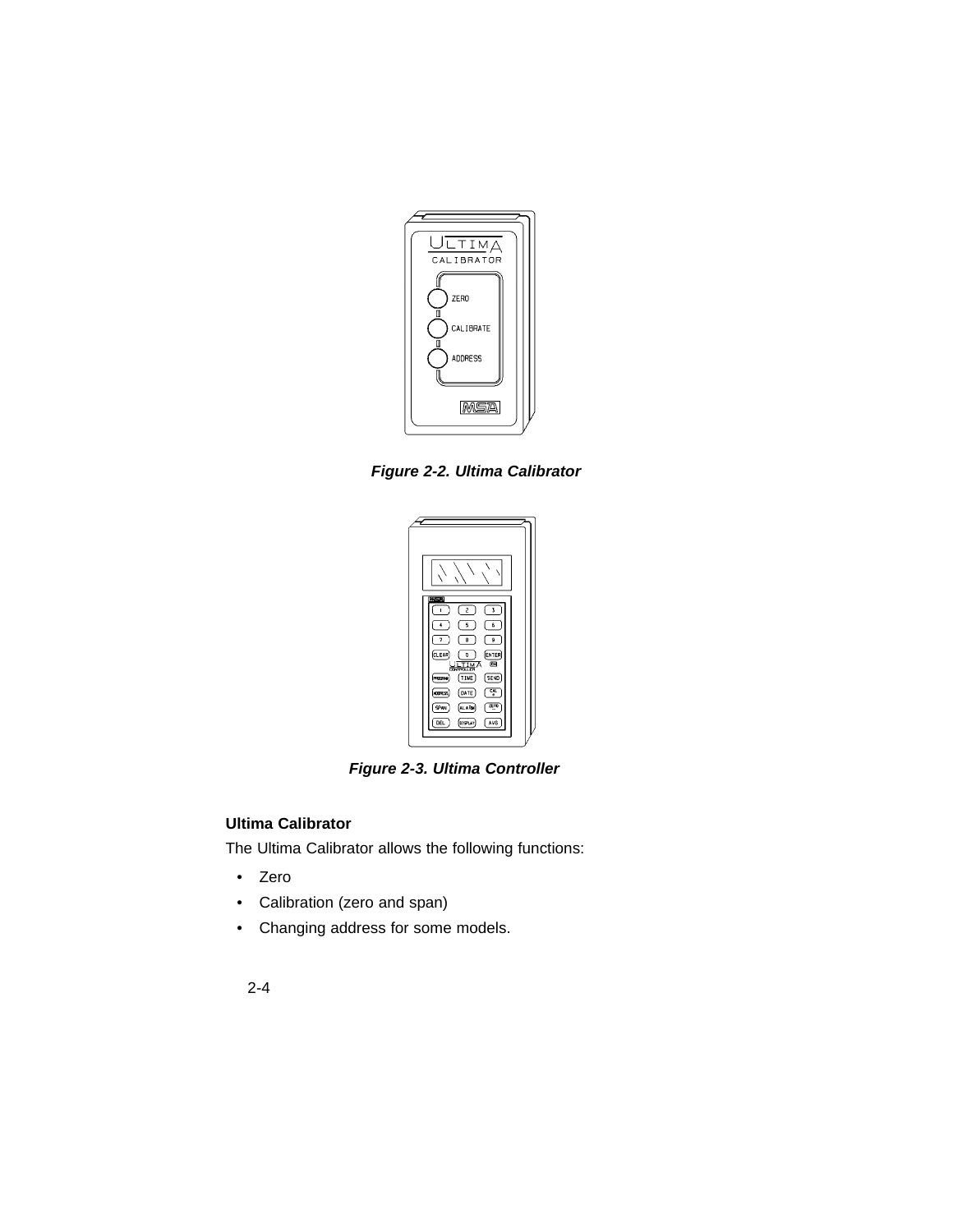*Figure 2-2. Ultima Calibrator*

*Figure 2-3. Ultima Controller*

### Ultima Calibrator

The Ultima Calibrator allows the following functions:

- Zero
- Calibration (zero and span)
- Changing address for some models.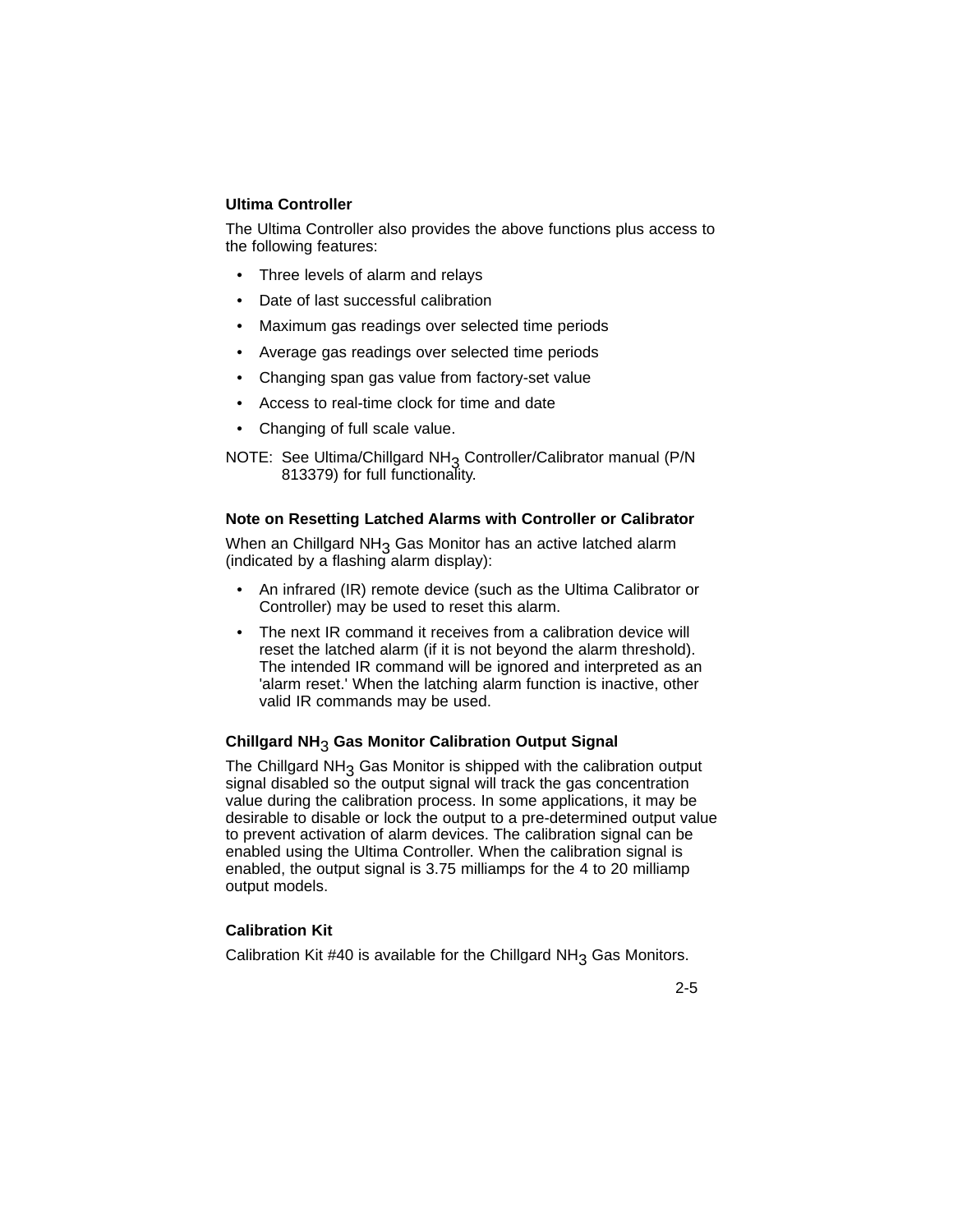### Ultima Controller

The Ultima Controller also provides the above functions plus access to the following features:

- Three levels of alarm and relays
- Date of last successful calibration
- Maximum gas readings over selected time periods
- Average gas readings over selected time periods
- Changing span gas value from factory-set value
- Access to real-time clock for time and date
- Changing of full scale value.

NOTE: See Ultima/Chillgard $NH_3$ Controller/Calibrator manual (P/N 813379) for full functionality.

### Note on Resetting Latched Alarms with Controller or Calibrator

When an Chillgard $NH_3$ Gas Monitor has an active latched alarm (indicated by a flashing alarm display):

- An infrared (IR) remote device (such as the Ultima Calibrator or Controller) may be used to reset this alarm.
- The next IR command it receives from a calibration device will reset the latched alarm (if it is not beyond the alarm threshold). The intended IR command will be ignored and interpreted as an 'alarm reset.' When the latching alarm function is inactive, other valid IR commands may be used.

### Chillgard $NH_3$ Gas Monitor Calibration Output Signal

The Chillgard $NH_3$ Gas Monitor is shipped with the calibration output signal disabled so the output signal will track the gas concentration value during the calibration process. In some applications, it may be desirable to disable or lock the output to a pre-determined output value to prevent activation of alarm devices. The calibration signal can be enabled using the Ultima Controller. When the calibration signal is enabled, the output signal is 3.75 milliamps for the 4 to 20 milliamp output models.

### Calibration Kit

Calibration Kit #40 is available for the Chillgard $NH_3$ Gas Monitors.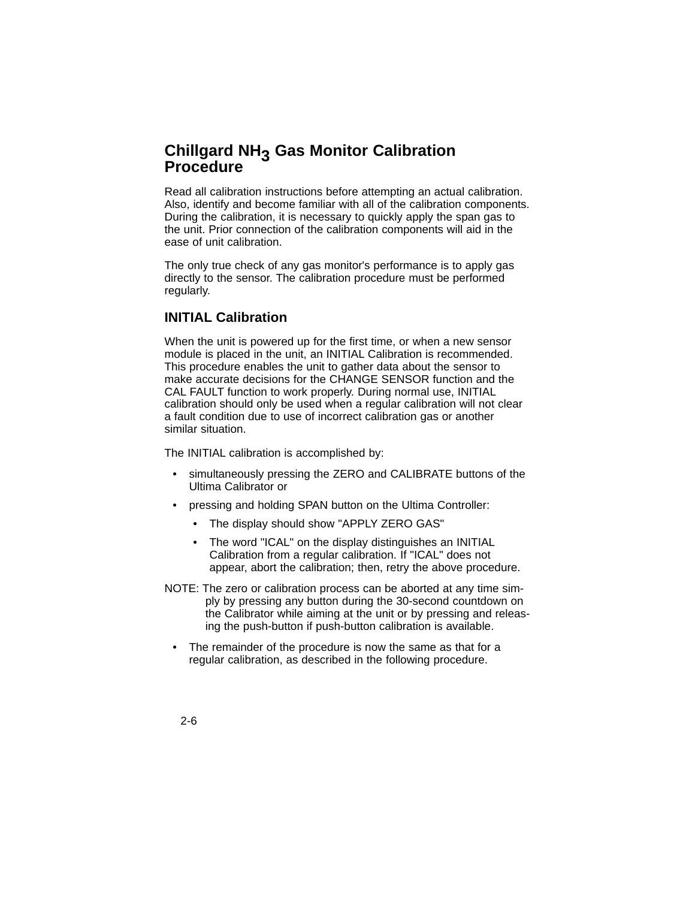## Chillgard $NH_3$ Gas Monitor Calibration Procedure

Read all calibration instructions before attempting an actual calibration. Also, identify and become familiar with all of the calibration components. During the calibration, it is necessary to quickly apply the span gas to the unit. Prior connection of the calibration components will aid in the ease of unit calibration.

The only true check of any gas monitor's performance is to apply gas directly to the sensor. The calibration procedure must be performed regularly.

### INITIAL Calibration

When the unit is powered up for the first time, or when a new sensor module is placed in the unit, an INITIAL Calibration is recommended. This procedure enables the unit to gather data about the sensor to make accurate decisions for the CHANGE SENSOR function and the CAL FAULT function to work properly. During normal use, INITIAL calibration should only be used when a regular calibration will not clear a fault condition due to use of incorrect calibration gas or another similar situation.

The INITIAL calibration is accomplished by:

- simultaneously pressing the ZERO and CALIBRATE buttons of the Ultima Calibrator or
- pressing and holding SPAN button on the Ultima Controller:
  - The display should show "APPLY ZERO GAS"
  - The word "ICAL" on the display distinguishes an INITIAL Calibration from a regular calibration. If "ICAL" does not appear, abort the calibration; then, retry the above procedure.

NOTE: The zero or calibration process can be aborted at any time simply by pressing any button during the 30-second countdown on the Calibrator while aiming at the unit or by pressing and releasing the push-button if push-button calibration is available.

- The remainder of the procedure is now the same as that for a regular calibration, as described in the following procedure.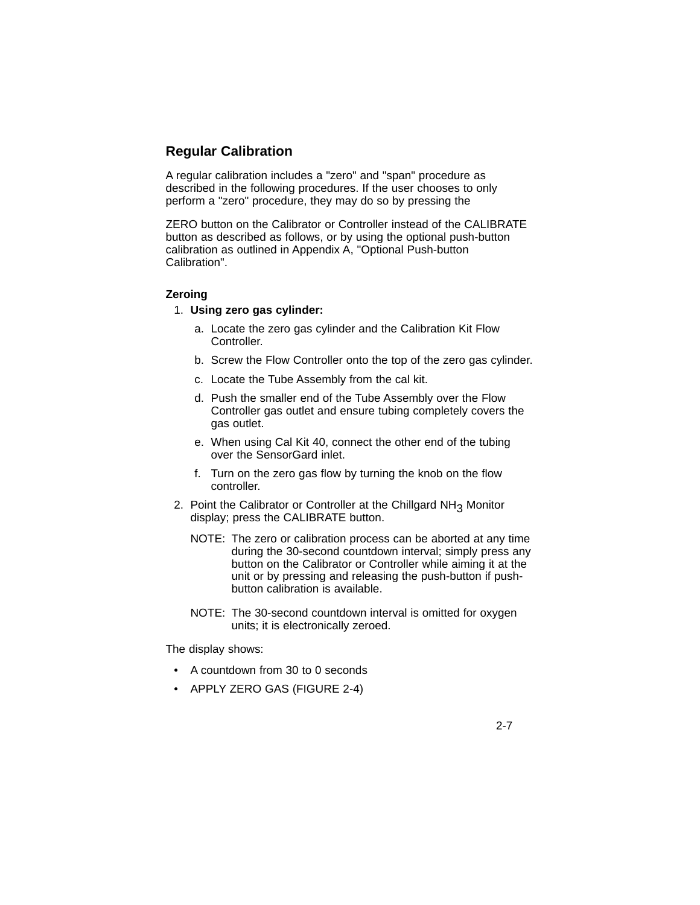## Regular Calibration

A regular calibration includes a "zero" and "span" procedure as described in the following procedures. If the user chooses to only perform a "zero" procedure, they may do so by pressing the

ZERO button on the Calibrator or Controller instead of the CALIBRATE button as described as follows, or by using the optional push-button calibration as outlined in Appendix A, "Optional Push-button Calibration".

### Zeroing

1. **Using zero gas cylinder:**
   a. Locate the zero gas cylinder and the Calibration Kit Flow Controller.
   b. Screw the Flow Controller onto the top of the zero gas cylinder.
   c. Locate the Tube Assembly from the cal kit.
   d. Push the smaller end of the Tube Assembly over the Flow Controller gas outlet and ensure tubing completely covers the gas outlet.
   e. When using Cal Kit 40, connect the other end of the tubing over the SensorGard inlet.
   f. Turn on the zero gas flow by turning the knob on the flow controller.
2. Point the Calibrator or Controller at the Chillgard $NH_3$ Monitor display; press the CALIBRATE button.

   NOTE: The zero or calibration process can be aborted at any time during the 30-second countdown interval; simply press any button on the Calibrator or Controller while aiming it at the unit or by pressing and releasing the push-button if push-button calibration is available.

   NOTE: The 30-second countdown interval is omitted for oxygen units; it is electronically zeroed.

The display shows:

- A countdown from 30 to 0 seconds
- APPLY ZERO GAS (FIGURE 2-4)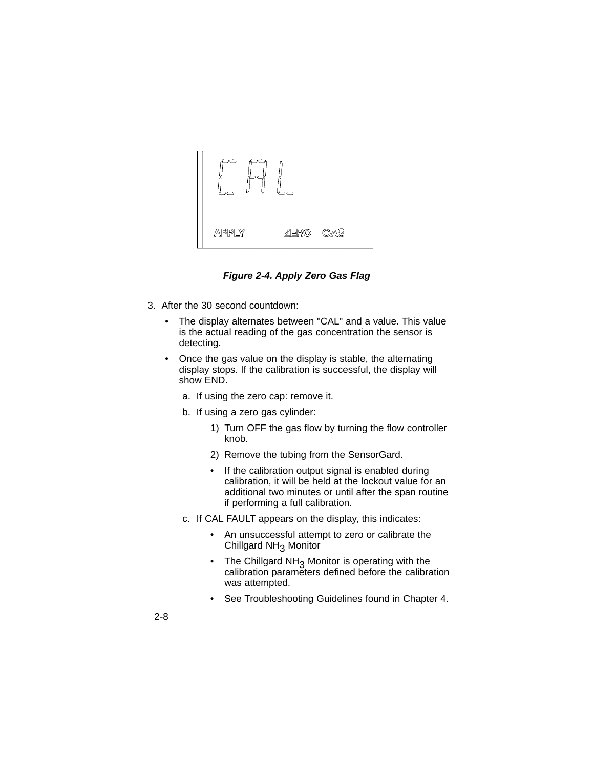CAL

APPLY ZERO GAS

***Figure 2-4. Apply Zero Gas Flag***

3. After the 30 second countdown:

   - The display alternates between "CAL" and a value. This value is the actual reading of the gas concentration the sensor is detecting.
   - Once the gas value on the display is stable, the alternating display stops. If the calibration is successful, the display will show END.

   a. If using the zero cap: remove it.

   b. If using a zero gas cylinder:

      1) Turn OFF the gas flow by turning the flow controller knob.

      2) Remove the tubing from the SensorGard.

      - If the calibration output signal is enabled during calibration, it will be held at the lockout value for an additional two minutes or until after the span routine if performing a full calibration.

   c. If CAL FAULT appears on the display, this indicates:

      - An unsuccessful attempt to zero or calibrate the Chillgard $NH_3$ Monitor
      - The Chillgard $NH_3$ Monitor is operating with the calibration parameters defined before the calibration was attempted.
      - See Troubleshooting Guidelines found in Chapter 4.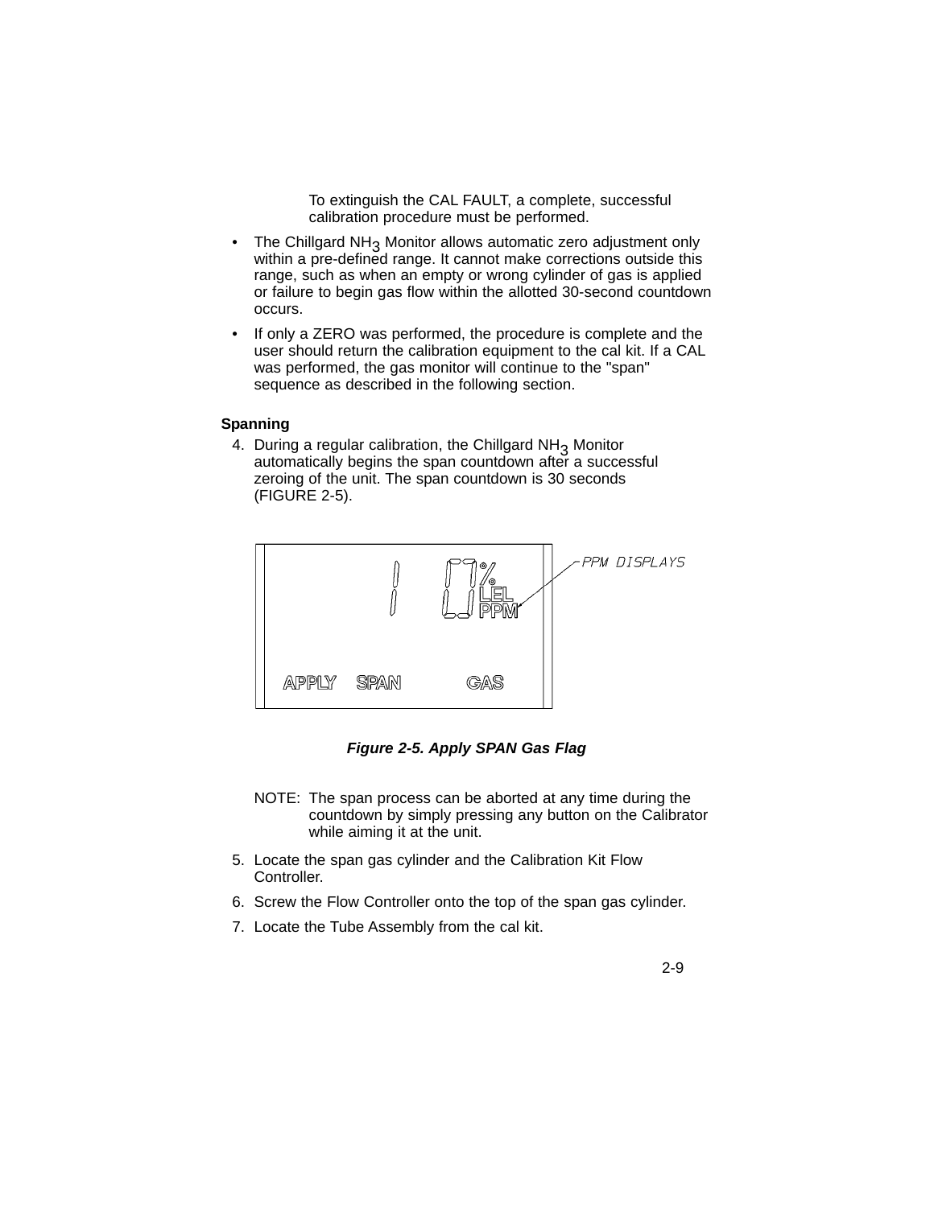To extinguish the CAL FAULT, a complete, successful calibration procedure must be performed.

- The Chillgard $NH_3$ Monitor allows automatic zero adjustment only within a pre-defined range. It cannot make corrections outside this range, such as when an empty or wrong cylinder of gas is applied or failure to begin gas flow within the allotted 30-second countdown occurs.
- If only a ZERO was performed, the procedure is complete and the user should return the calibration equipment to the cal kit. If a CAL was performed, the gas monitor will continue to the "span" sequence as described in the following section.

**Spanning**

4. During a regular calibration, the Chillgard $NH_3$ Monitor automatically begins the span countdown after a successful zeroing of the unit. The span countdown is 30 seconds (FIGURE 2-5).

10 %
LEL
PPM

APPLY SPAN GAS

PPM DISPLAYS

***Figure 2-5. Apply SPAN Gas Flag***

NOTE: The span process can be aborted at any time during the countdown by simply pressing any button on the Calibrator while aiming it at the unit.

5. Locate the span gas cylinder and the Calibration Kit Flow Controller.
6. Screw the Flow Controller onto the top of the span gas cylinder.
7. Locate the Tube Assembly from the cal kit.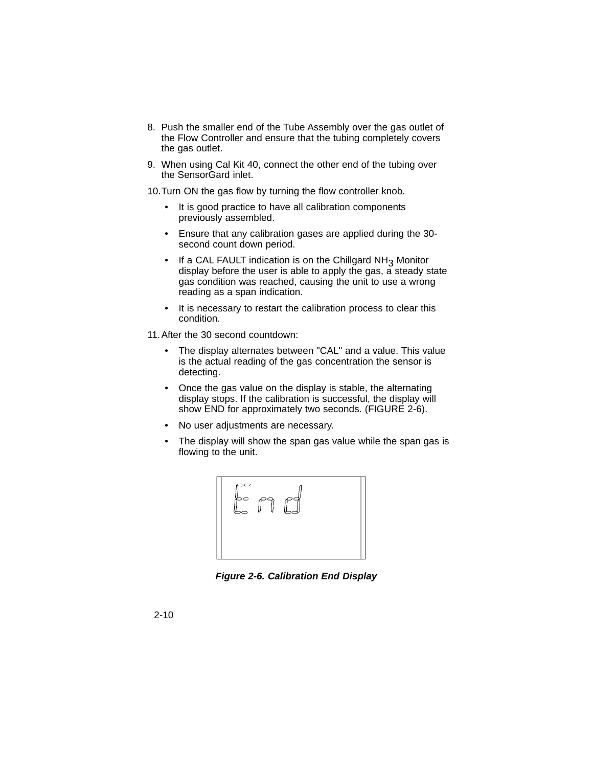8. Push the smaller end of the Tube Assembly over the gas outlet of the Flow Controller and ensure that the tubing completely covers the gas outlet.

9. When using Cal Kit 40, connect the other end of the tubing over the SensorGard inlet.

10. Turn ON the gas flow by turning the flow controller knob.

    - It is good practice to have all calibration components previously assembled.
    - Ensure that any calibration gases are applied during the 30-second count down period.
    - If a CAL FAULT indication is on the Chillgard $NH_3$ Monitor display before the user is able to apply the gas, a steady state gas condition was reached, causing the unit to use a wrong reading as a span indication.
    - It is necessary to restart the calibration process to clear this condition.

11. After the 30 second countdown:

    - The display alternates between "CAL" and a value. This value is the actual reading of the gas concentration the sensor is detecting.
    - Once the gas value on the display is stable, the alternating display stops. If the calibration is successful, the display will show END for approximately two seconds. (FIGURE 2-6).
    - No user adjustments are necessary.
    - The display will show the span gas value while the span gas is flowing to the unit.

End

***Figure 2-6. Calibration End Display***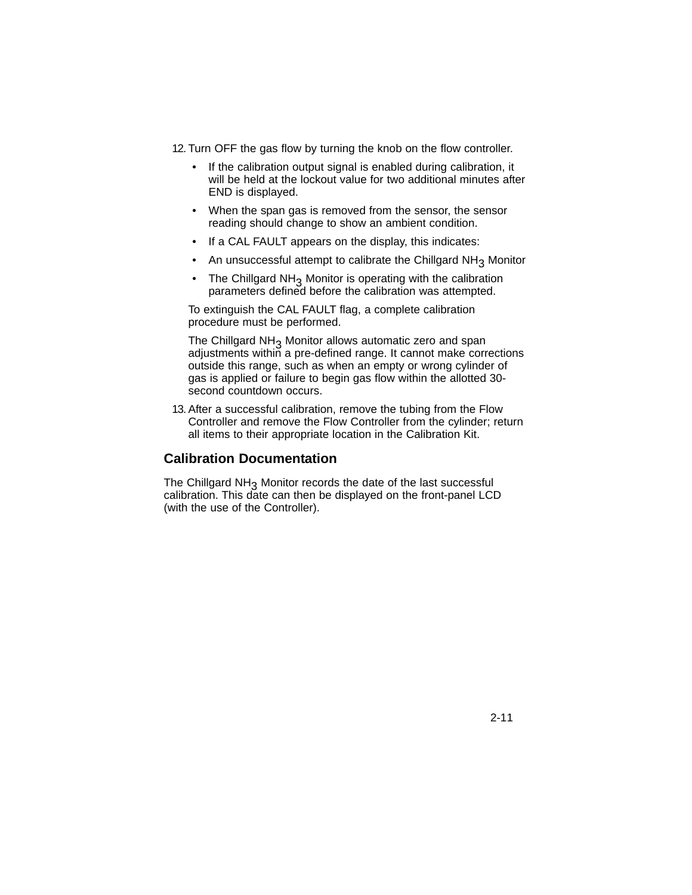12. Turn OFF the gas flow by turning the knob on the flow controller.
    - If the calibration output signal is enabled during calibration, it will be held at the lockout value for two additional minutes after END is displayed.
    - When the span gas is removed from the sensor, the sensor reading should change to show an ambient condition.
    - If a CAL FAULT appears on the display, this indicates:
    - An unsuccessful attempt to calibrate the Chillgard $NH_3$ Monitor
    - The Chillgard $NH_3$ Monitor is operating with the calibration parameters defined before the calibration was attempted.

    To extinguish the CAL FAULT flag, a complete calibration procedure must be performed.

    The Chillgard $NH_3$ Monitor allows automatic zero and span adjustments within a pre-defined range. It cannot make corrections outside this range, such as when an empty or wrong cylinder of gas is applied or failure to begin gas flow within the allotted 30-second countdown occurs.

13. After a successful calibration, remove the tubing from the Flow Controller and remove the Flow Controller from the cylinder; return all items to their appropriate location in the Calibration Kit.

## Calibration Documentation

The Chillgard $NH_3$ Monitor records the date of the last successful calibration. This date can then be displayed on the front-panel LCD (with the use of the Controller).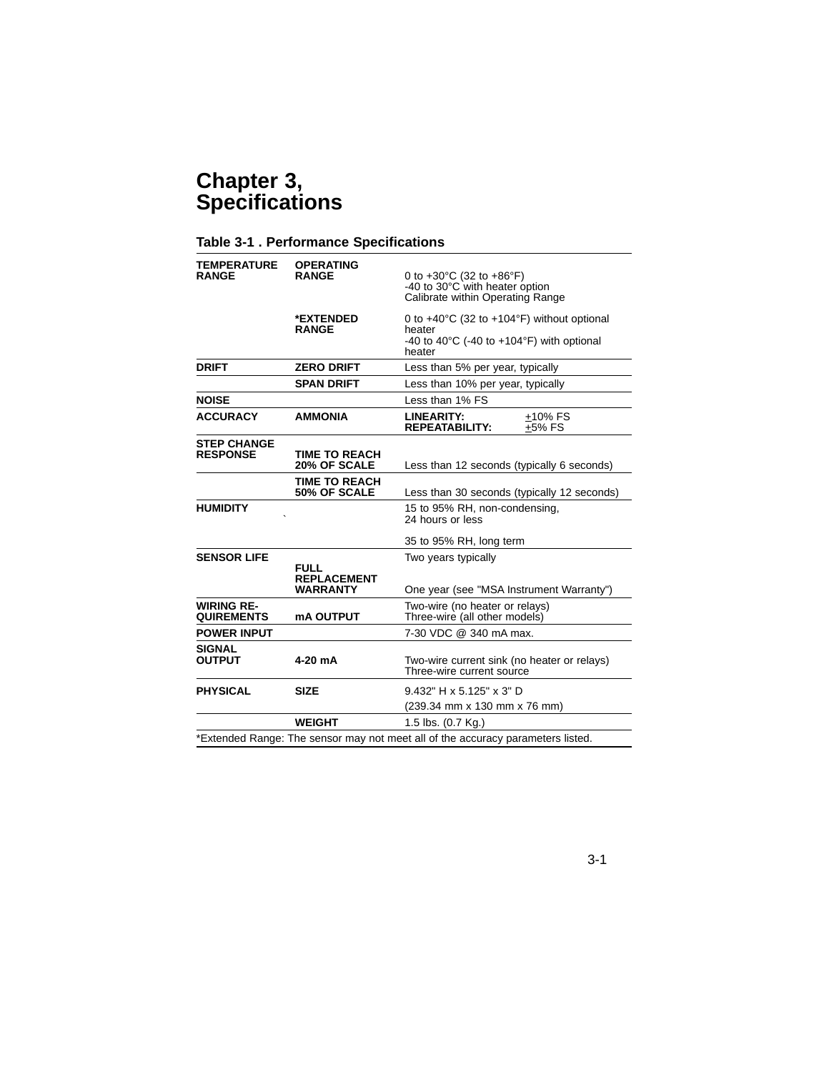# Chapter 3, Specifications

## Table 3-1 . Performance Specifications

| | | |
|---|---|---|
| **TEMPERATURE RANGE** | **OPERATING RANGE** | 0 to +30°C (32 to +86°F)<br>-40 to 30°C with heater option<br>Calibrate within Operating Range |
| | ***EXTENDED RANGE** | 0 to +40°C (32 to +104°F) without optional heater<br>-40 to 40°C (-40 to +104°F) with optional heater |
| **DRIFT** | **ZERO DRIFT** | Less than 5% per year, typically |
| | **SPAN DRIFT** | Less than 10% per year, typically |
| **NOISE** | | Less than 1% FS |
| **ACCURACY** | **AMMONIA** | **LINEARITY:** ±10% FS<br>**REPEATABILITY:** ±5% FS |
| **STEP CHANGE RESPONSE** | **TIME TO REACH 20% OF SCALE** | Less than 12 seconds (typically 6 seconds) |
| | **TIME TO REACH 50% OF SCALE** | Less than 30 seconds (typically 12 seconds) |
| **HUMIDITY** | | 15 to 95% RH, non-condensing, 24 hours or less<br><br>35 to 95% RH, long term |
| **SENSOR LIFE** | | Two years typically |
| | **FULL REPLACEMENT WARRANTY** | One year (see "MSA Instrument Warranty") |
| **WIRING RE-QUIREMENTS** | **mA OUTPUT** | Two-wire (no heater or relays)<br>Three-wire (all other models) |
| **POWER INPUT** | | 7-30 VDC @ 340 mA max. |
| **SIGNAL OUTPUT** | **4-20 mA** | Two-wire current sink (no heater or relays)<br>Three-wire current source |
| **PHYSICAL** | **SIZE** | 9.432" H x 5.125" x 3" D<br>(239.34 mm x 130 mm x 76 mm) |
| | **WEIGHT** | 1.5 lbs. (0.7 Kg.) |

*Extended Range: The sensor may not meet all of the accuracy parameters listed.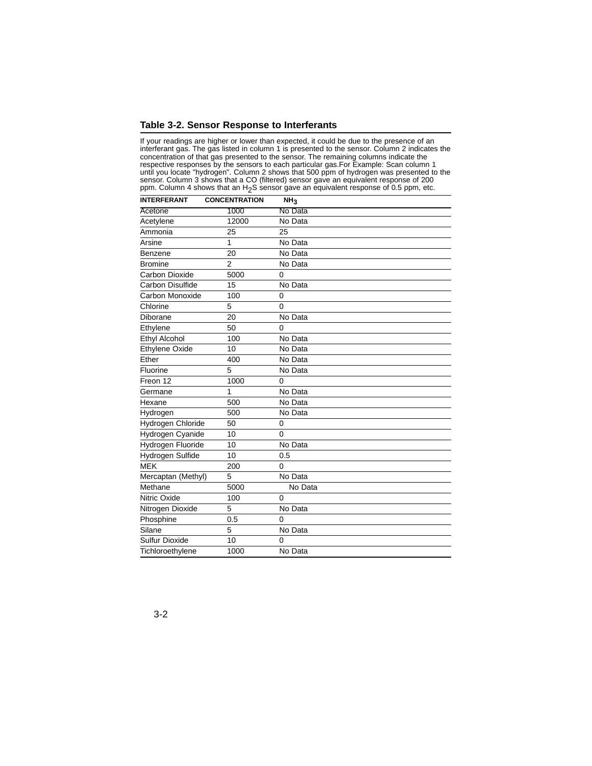## Table 3-2. Sensor Response to Interferants

If your readings are higher or lower than expected, it could be due to the presence of an interferant gas. The gas listed in column 1 is presented to the sensor. Column 2 indicates the concentration of that gas presented to the sensor. The remaining columns indicate the respective responses by the sensors to each particular gas.For Example: Scan column 1 until you locate "hydrogen". Column 2 shows that 500 ppm of hydrogen was presented to the sensor. Column 3 shows that a CO (filtered) sensor gave an equivalent response of 200 ppm. Column 4 shows that an $H_2S$ sensor gave an equivalent response of 0.5 ppm, etc.

| INTERFERANT | CONCENTRATION | $NH_3$ |
|---|---|---|
| Acetone | 1000 | No Data |
| Acetylene | 12000 | No Data |
| Ammonia | 25 | 25 |
| Arsine | 1 | No Data |
| Benzene | 20 | No Data |
| Bromine | 2 | No Data |
| Carbon Dioxide | 5000 | 0 |
| Carbon Disulfide | 15 | No Data |
| Carbon Monoxide | 100 | 0 |
| Chlorine | 5 | 0 |
| Diborane | 20 | No Data |
| Ethylene | 50 | 0 |
| Ethyl Alcohol | 100 | No Data |
| Ethylene Oxide | 10 | No Data |
| Ether | 400 | No Data |
| Fluorine | 5 | No Data |
| Freon 12 | 1000 | 0 |
| Germane | 1 | No Data |
| Hexane | 500 | No Data |
| Hydrogen | 500 | No Data |
| Hydrogen Chloride | 50 | 0 |
| Hydrogen Cyanide | 10 | 0 |
| Hydrogen Fluoride | 10 | No Data |
| Hydrogen Sulfide | 10 | 0.5 |
| MEK | 200 | 0 |
| Mercaptan (Methyl) | 5 | No Data |
| Methane | 5000 | No Data |
| Nitric Oxide | 100 | 0 |
| Nitrogen Dioxide | 5 | No Data |
| Phosphine | 0.5 | 0 |
| Silane | 5 | No Data |
| Sulfur Dioxide | 10 | 0 |
| Tichloroethylene | 1000 | No Data |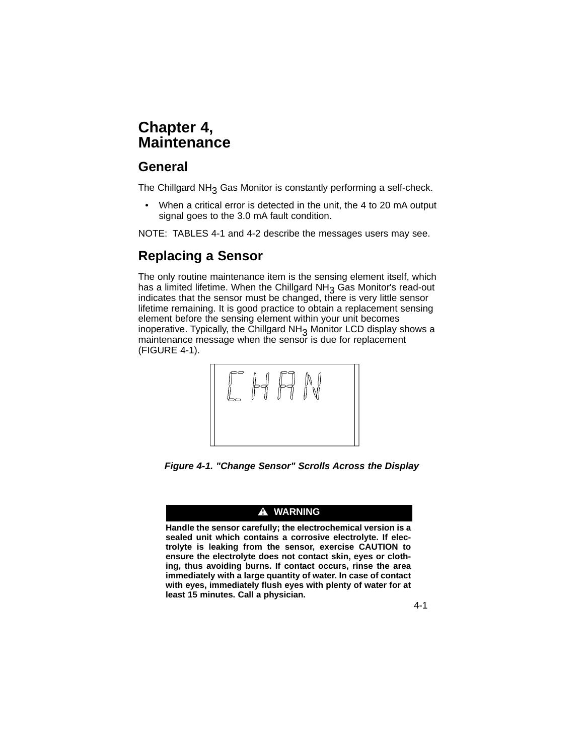# Chapter 4, Maintenance

## General

The Chillgard $NH_3$ Gas Monitor is constantly performing a self-check.

- When a critical error is detected in the unit, the 4 to 20 mA output signal goes to the 3.0 mA fault condition.

NOTE: TABLES 4-1 and 4-2 describe the messages users may see.

## Replacing a Sensor

The only routine maintenance item is the sensing element itself, which has a limited lifetime. When the Chillgard $NH_3$ Gas Monitor's read-out indicates that the sensor must be changed, there is very little sensor lifetime remaining. It is good practice to obtain a replacement sensing element before the sensing element within your unit becomes inoperative. Typically, the Chillgard $NH_3$ Monitor LCD display shows a maintenance message when the sensor is due for replacement (FIGURE 4-1).

CHAN

*Figure 4-1. "Change Sensor" Scrolls Across the Display*

**⚠ WARNING**

**Handle the sensor carefully; the electrochemical version is a sealed unit which contains a corrosive electrolyte. If electrolyte is leaking from the sensor, exercise CAUTION to ensure the electrolyte does not contact skin, eyes or clothing, thus avoiding burns. If contact occurs, rinse the area immediately with a large quantity of water. In case of contact with eyes, immediately flush eyes with plenty of water for at least 15 minutes. Call a physician.**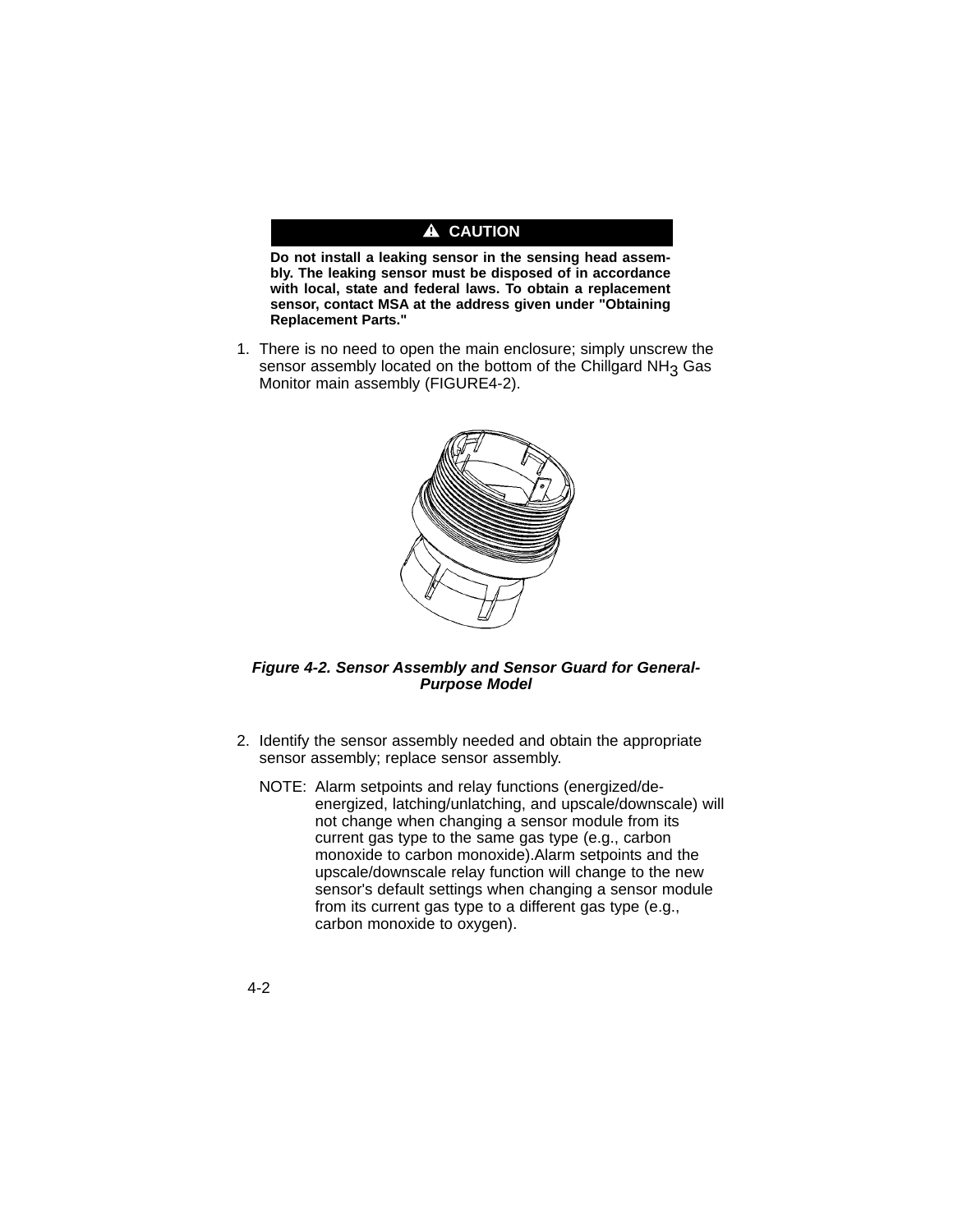**⚠ CAUTION**

**Do not install a leaking sensor in the sensing head assembly. The leaking sensor must be disposed of in accordance with local, state and federal laws. To obtain a replacement sensor, contact MSA at the address given under "Obtaining Replacement Parts."**

1. There is no need to open the main enclosure; simply unscrew the sensor assembly located on the bottom of the Chillgard $NH_3$ Gas Monitor main assembly (FIGURE4-2).

***Figure 4-2. Sensor Assembly and Sensor Guard for General-Purpose Model***

2. Identify the sensor assembly needed and obtain the appropriate sensor assembly; replace sensor assembly.

   NOTE: Alarm setpoints and relay functions (energized/de-energized, latching/unlatching, and upscale/downscale) will not change when changing a sensor module from its current gas type to the same gas type (e.g., carbon monoxide to carbon monoxide).Alarm setpoints and the upscale/downscale relay function will change to the new sensor's default settings when changing a sensor module from its current gas type to a different gas type (e.g., carbon monoxide to oxygen).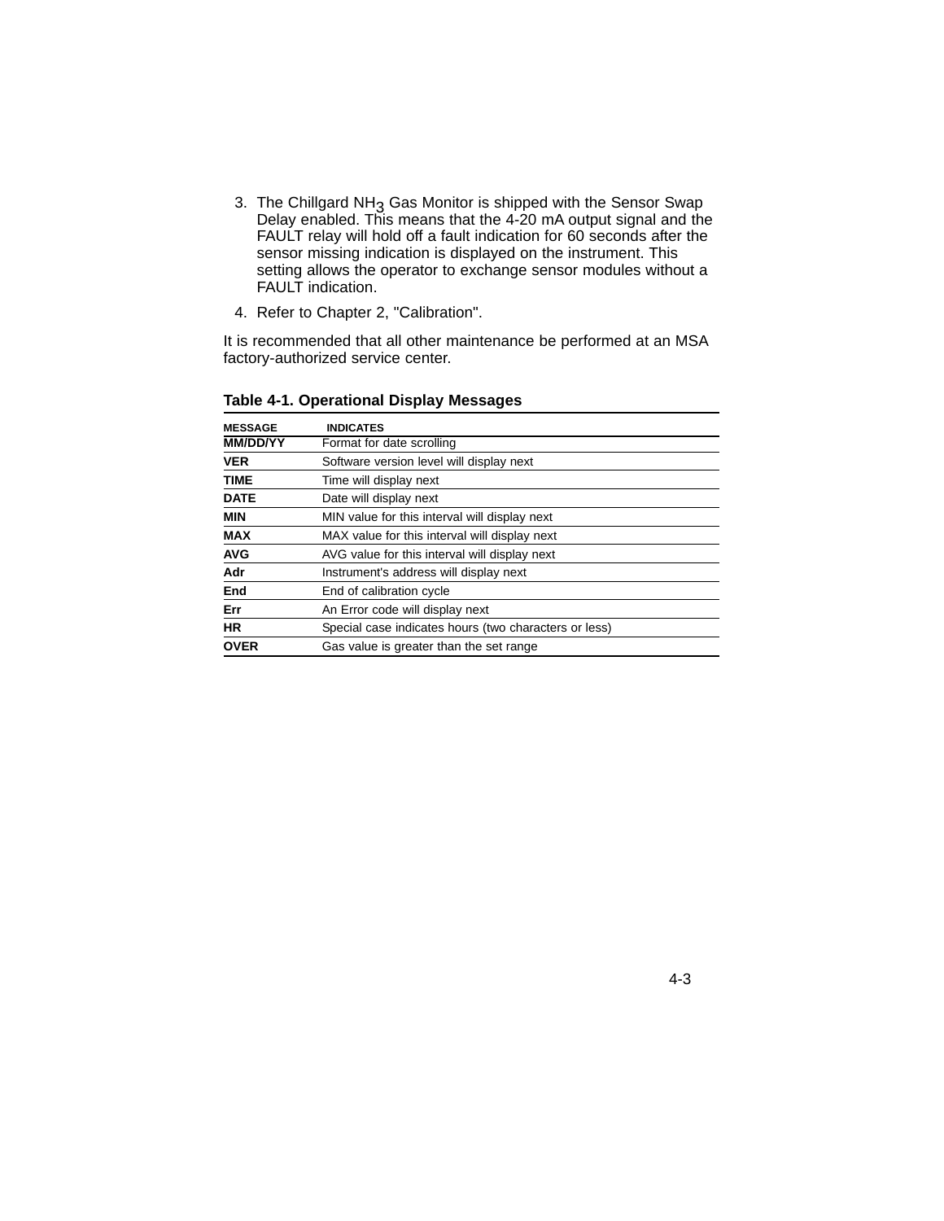3. The Chillgard $NH_3$ Gas Monitor is shipped with the Sensor Swap Delay enabled. This means that the 4-20 mA output signal and the FAULT relay will hold off a fault indication for 60 seconds after the sensor missing indication is displayed on the instrument. This setting allows the operator to exchange sensor modules without a FAULT indication.
4. Refer to Chapter 2, "Calibration".

It is recommended that all other maintenance be performed at an MSA factory-authorized service center.

**Table 4-1. Operational Display Messages**

| MESSAGE | INDICATES |
|---|---|
| **MM/DD/YY** | Format for date scrolling |
| **VER** | Software version level will display next |
| **TIME** | Time will display next |
| **DATE** | Date will display next |
| **MIN** | MIN value for this interval will display next |
| **MAX** | MAX value for this interval will display next |
| **AVG** | AVG value for this interval will display next |
| **Adr** | Instrument's address will display next |
| **End** | End of calibration cycle |
| **Err** | An Error code will display next |
| **HR** | Special case indicates hours (two characters or less) |
| **OVER** | Gas value is greater than the set range |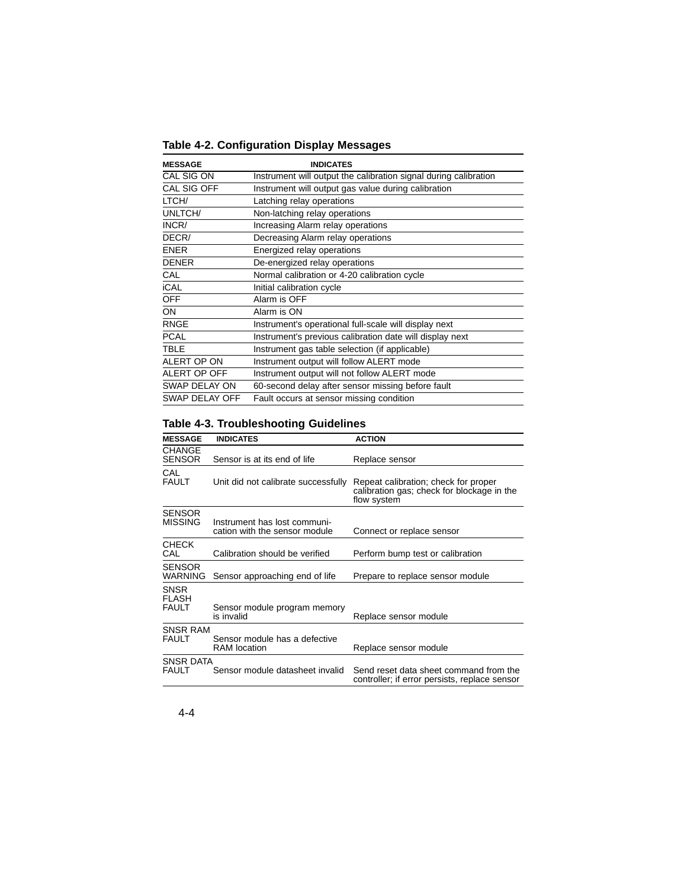**Table 4-2. Configuration Display Messages**

| MESSAGE | INDICATES |
|---|---|
| CAL SIG ON | Instrument will output the calibration signal during calibration |
| CAL SIG OFF | Instrument will output gas value during calibration |
| LTCH/ | Latching relay operations |
| UNLTCH/ | Non-latching relay operations |
| INCR/ | Increasing Alarm relay operations |
| DECR/ | Decreasing Alarm relay operations |
| ENER | Energized relay operations |
| DENER | De-energized relay operations |
| CAL | Normal calibration or 4-20 calibration cycle |
| iCAL | Initial calibration cycle |
| OFF | Alarm is OFF |
| ON | Alarm is ON |
| RNGE | Instrument's operational full-scale will display next |
| PCAL | Instrument's previous calibration date will display next |
| TBLE | Instrument gas table selection (if applicable) |
| ALERT OP ON | Instrument output will follow ALERT mode |
| ALERT OP OFF | Instrument output will not follow ALERT mode |
| SWAP DELAY ON | 60-second delay after sensor missing before fault |
| SWAP DELAY OFF | Fault occurs at sensor missing condition |

**Table 4-3. Troubleshooting Guidelines**

| MESSAGE | INDICATES | ACTION |
|---|---|---|
| CHANGE SENSOR | Sensor is at its end of life | Replace sensor |
| CAL FAULT | Unit did not calibrate successfully | Repeat calibration; check for proper calibration gas; check for blockage in the flow system |
| SENSOR MISSING | Instrument has lost communication with the sensor module | Connect or replace sensor |
| CHECK CAL | Calibration should be verified | Perform bump test or calibration |
| SENSOR WARNING | Sensor approaching end of life | Prepare to replace sensor module |
| SNSR FLASH FAULT | Sensor module program memory is invalid | Replace sensor module |
| SNSR RAM FAULT | Sensor module has a defective RAM location | Replace sensor module |
| SNSR DATA FAULT | Sensor module datasheet invalid | Send reset data sheet command from the controller; if error persists, replace sensor |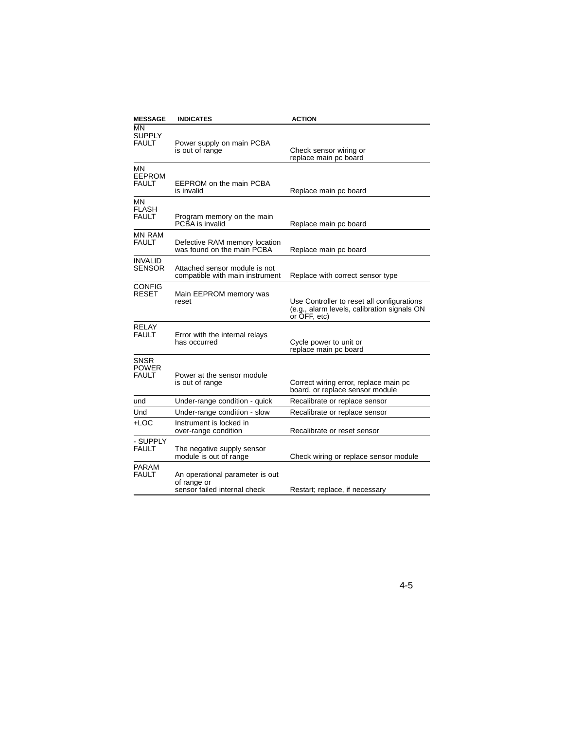| MESSAGE | INDICATES | ACTION |
|---|---|---|
| MN SUPPLY FAULT | Power supply on main PCBA is out of range | Check sensor wiring or replace main pc board |
| MN EEPROM FAULT | EEPROM on the main PCBA is invalid | Replace main pc board |
| MN FLASH FAULT | Program memory on the main PCBA is invalid | Replace main pc board |
| MN RAM FAULT | Defective RAM memory location was found on the main PCBA | Replace main pc board |
| INVALID SENSOR | Attached sensor module is not compatible with main instrument | Replace with correct sensor type |
| CONFIG RESET | Main EEPROM memory was reset | Use Controller to reset all configurations (e.g., alarm levels, calibration signals ON or OFF, etc) |
| RELAY FAULT | Error with the internal relays has occurred | Cycle power to unit or replace main pc board |
| SNSR POWER FAULT | Power at the sensor module is out of range | Correct wiring error, replace main pc board, or replace sensor module |
| und | Under-range condition - quick | Recalibrate or replace sensor |
| Und | Under-range condition - slow | Recalibrate or replace sensor |
| +LOC | Instrument is locked in over-range condition | Recalibrate or reset sensor |
| - SUPPLY FAULT | The negative supply sensor module is out of range | Check wiring or replace sensor module |
| PARAM FAULT | An operational parameter is out of range or sensor failed internal check | Restart; replace, if necessary |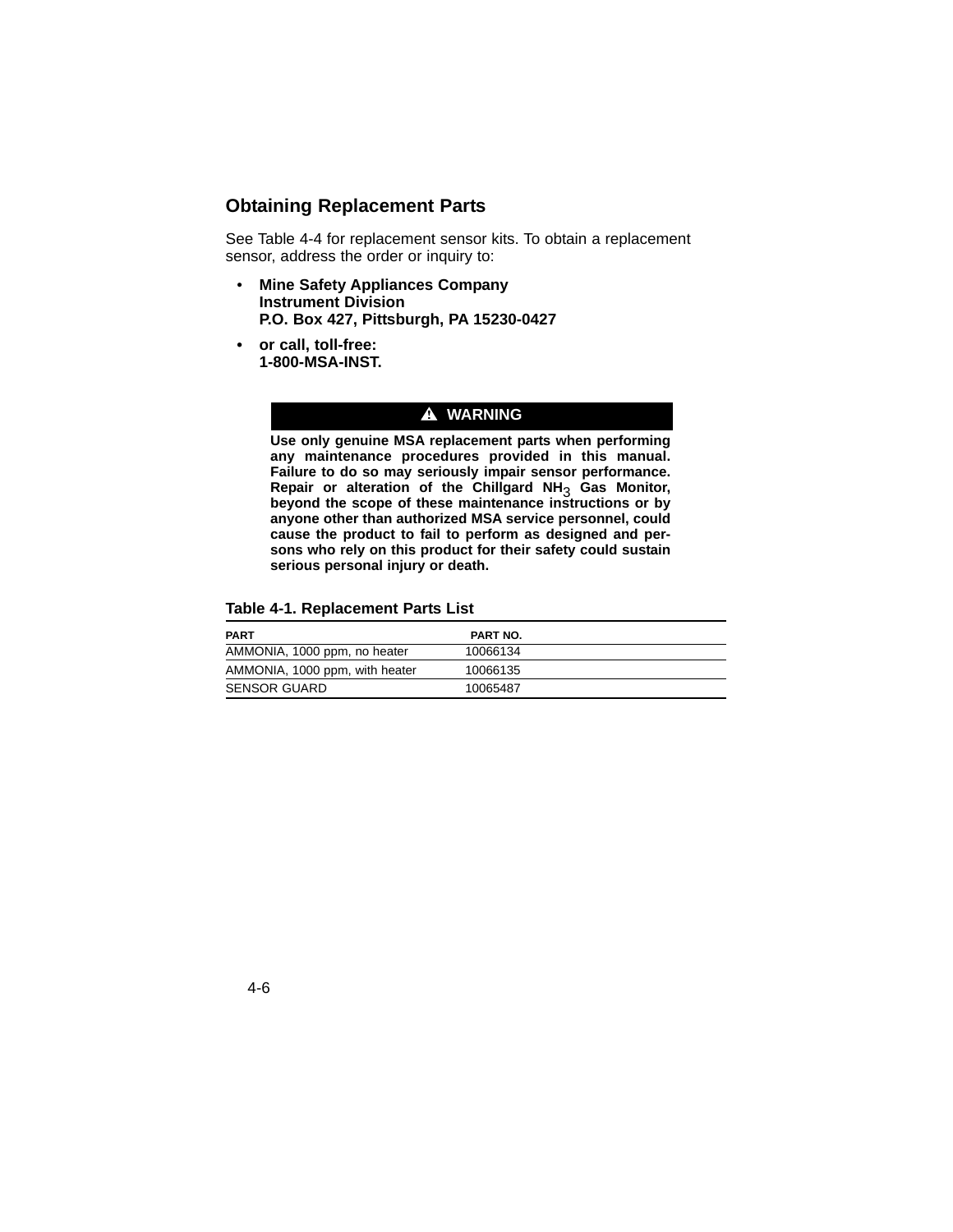## Obtaining Replacement Parts

See Table 4-4 for replacement sensor kits. To obtain a replacement sensor, address the order or inquiry to:

- **Mine Safety Appliances Company**
  **Instrument Division**
  **P.O. Box 427, Pittsburgh, PA 15230-0427**
- **or call, toll-free:**
  **1-800-MSA-INST.**

> **⚠ WARNING**
>
> **Use only genuine MSA replacement parts when performing any maintenance procedures provided in this manual. Failure to do so may seriously impair sensor performance. Repair or alteration of the Chillgard $NH_3$ Gas Monitor, beyond the scope of these maintenance instructions or by anyone other than authorized MSA service personnel, could cause the product to fail to perform as designed and persons who rely on this product for their safety could sustain serious personal injury or death.**

**Table 4-1. Replacement Parts List**

| PART | PART NO. |
|---|---|
| AMMONIA, 1000 ppm, no heater | 10066134 |
| AMMONIA, 1000 ppm, with heater | 10066135 |
| SENSOR GUARD | 10065487 |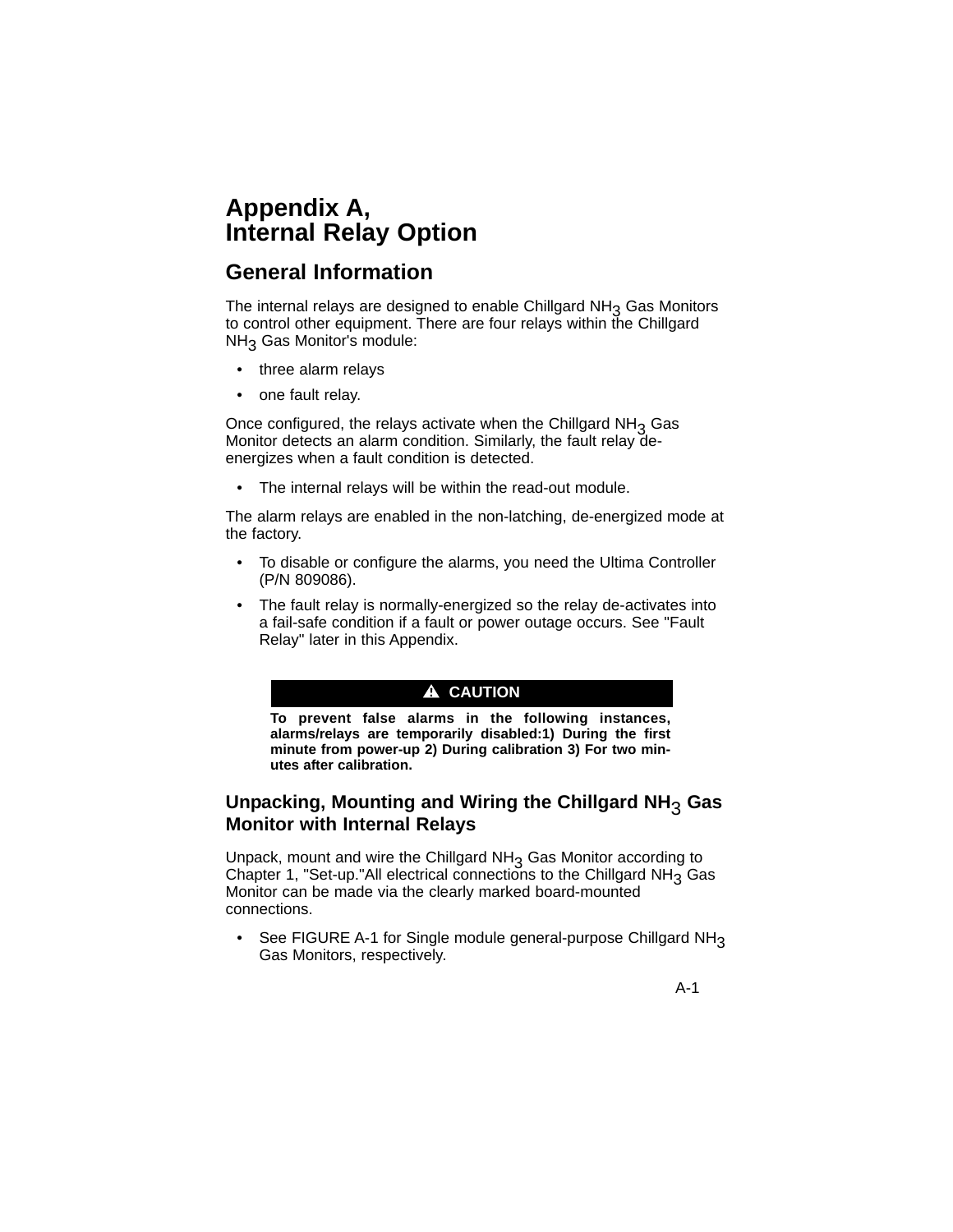# Appendix A, Internal Relay Option

## General Information

The internal relays are designed to enable Chillgard $NH_3$ Gas Monitors to control other equipment. There are four relays within the Chillgard $NH_3$ Gas Monitor's module:

- three alarm relays
- one fault relay.

Once configured, the relays activate when the Chillgard $NH_3$ Gas Monitor detects an alarm condition. Similarly, the fault relay de-energizes when a fault condition is detected.

- The internal relays will be within the read-out module.

The alarm relays are enabled in the non-latching, de-energized mode at the factory.

- To disable or configure the alarms, you need the Ultima Controller (P/N 809086).
- The fault relay is normally-energized so the relay de-activates into a fail-safe condition if a fault or power outage occurs. See "Fault Relay" later in this Appendix.

> **⚠ CAUTION**
>
> **To prevent false alarms in the following instances, alarms/relays are temporarily disabled:1) During the first minute from power-up 2) During calibration 3) For two minutes after calibration.**

### Unpacking, Mounting and Wiring the Chillgard $NH_3$ Gas Monitor with Internal Relays

Unpack, mount and wire the Chillgard $NH_3$ Gas Monitor according to Chapter 1, "Set-up."All electrical connections to the Chillgard $NH_3$ Gas Monitor can be made via the clearly marked board-mounted connections.

- See FIGURE A-1 for Single module general-purpose Chillgard $NH_3$ Gas Monitors, respectively.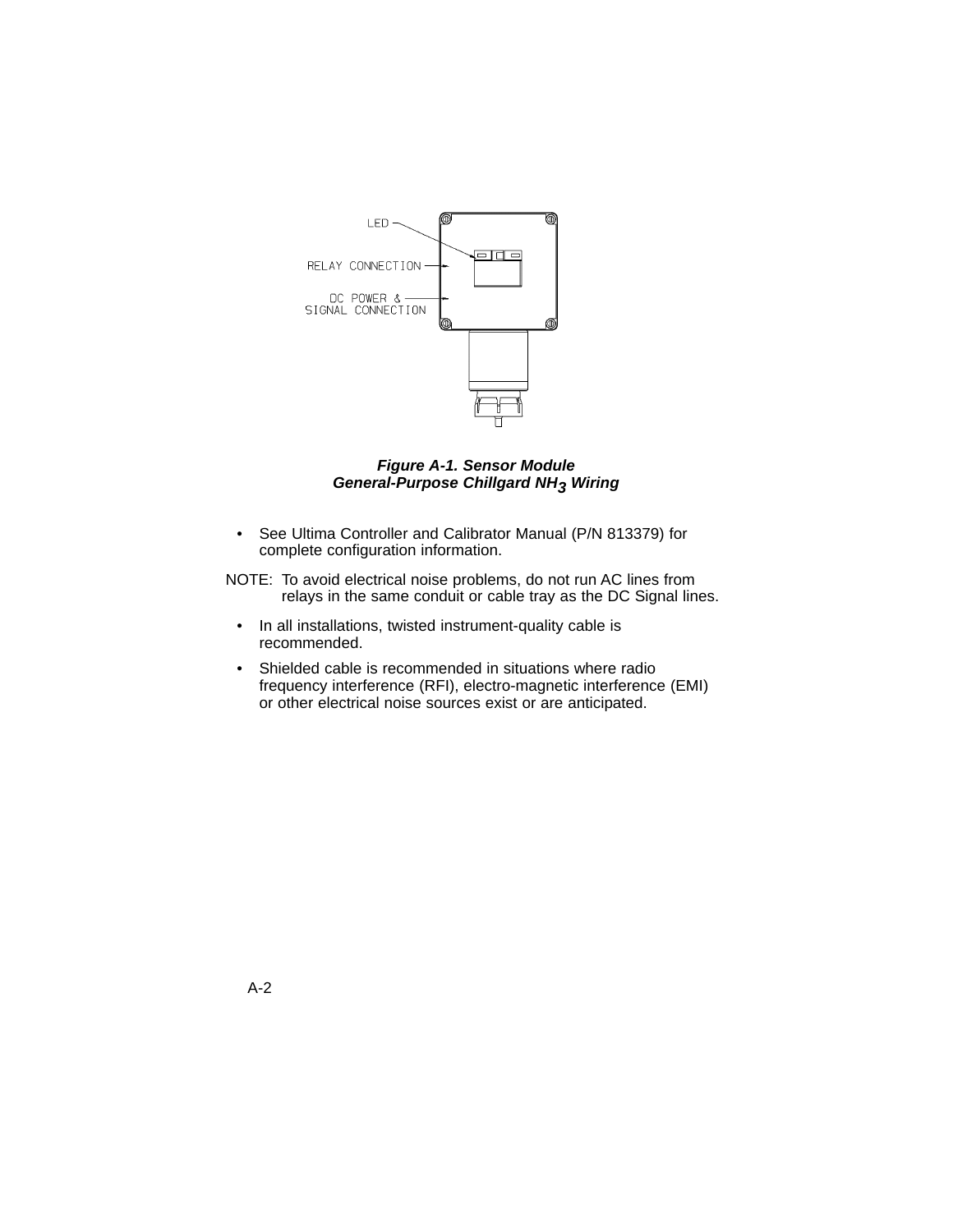LED

RELAY CONNECTION

DC POWER &
SIGNAL CONNECTION

***Figure A-1. Sensor Module***
***General-Purpose Chillgard $NH_3$ Wiring***

- See Ultima Controller and Calibrator Manual (P/N 813379) for complete configuration information.

NOTE: To avoid electrical noise problems, do not run AC lines from relays in the same conduit or cable tray as the DC Signal lines.

- In all installations, twisted instrument-quality cable is recommended.
- Shielded cable is recommended in situations where radio frequency interference (RFI), electro-magnetic interference (EMI) or other electrical noise sources exist or are anticipated.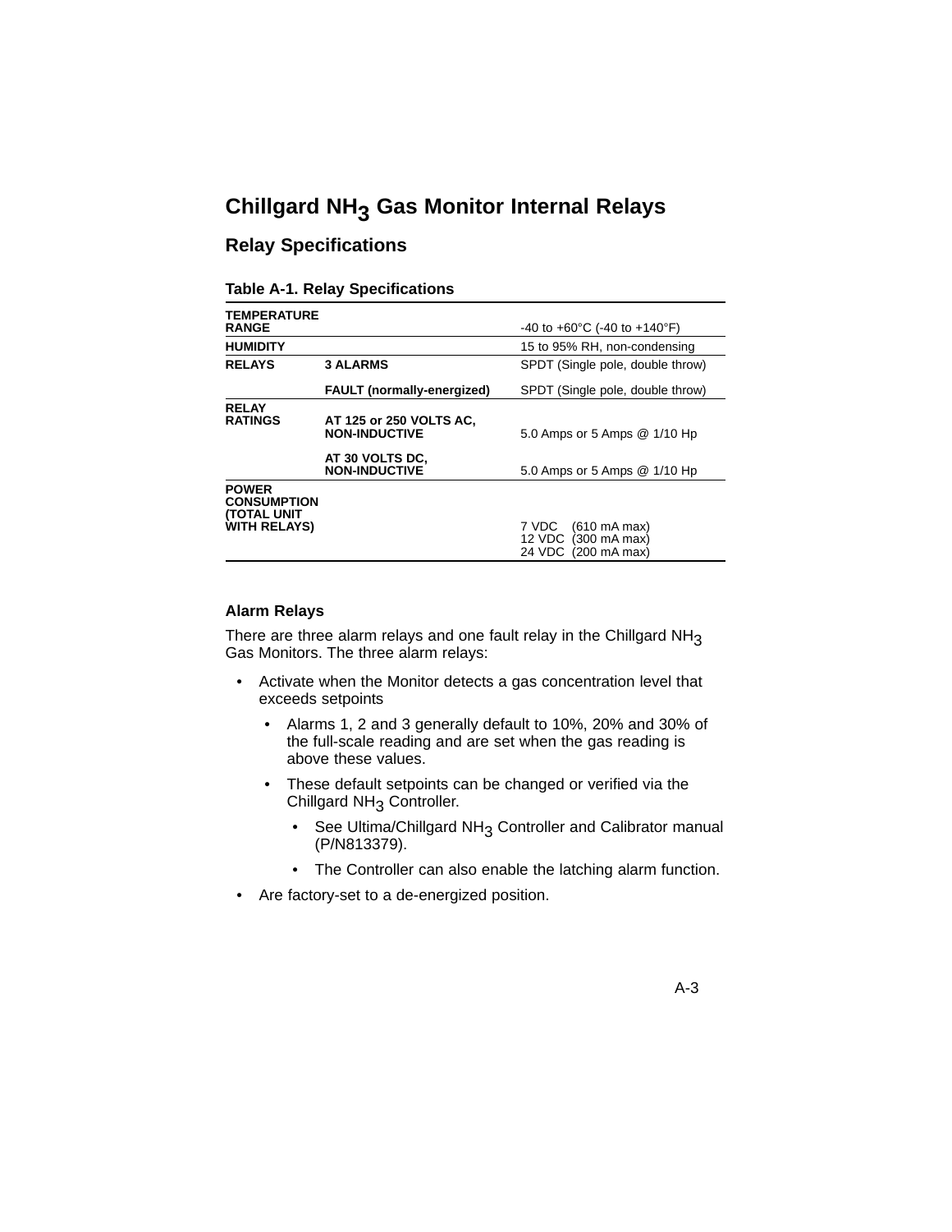# Chillgard $NH_3$ Gas Monitor Internal Relays

## Relay Specifications

**Table A-1. Relay Specifications**

| | | |
|---|---|---|
| **TEMPERATURE RANGE** | | -40 to +60°C (-40 to +140°F) |
| **HUMIDITY** | | 15 to 95% RH, non-condensing |
| **RELAYS** | **3 ALARMS** | SPDT (Single pole, double throw) |
| | **FAULT (normally-energized)** | SPDT (Single pole, double throw) |
| **RELAY RATINGS** | **AT 125 or 250 VOLTS AC, NON-INDUCTIVE** | 5.0 Amps or 5 Amps @ 1/10 Hp |
| | **AT 30 VOLTS DC, NON-INDUCTIVE** | 5.0 Amps or 5 Amps @ 1/10 Hp |
| **POWER CONSUMPTION (TOTAL UNIT WITH RELAYS)** | | 7 VDC (610 mA max)<br>12 VDC (300 mA max)<br>24 VDC (200 mA max) |

### Alarm Relays

There are three alarm relays and one fault relay in the Chillgard $NH_3$ Gas Monitors. The three alarm relays:

- Activate when the Monitor detects a gas concentration level that exceeds setpoints
  - Alarms 1, 2 and 3 generally default to 10%, 20% and 30% of the full-scale reading and are set when the gas reading is above these values.
  - These default setpoints can be changed or verified via the Chillgard $NH_3$ Controller.
    - See Ultima/Chillgard $NH_3$ Controller and Calibrator manual (P/N813379).
    - The Controller can also enable the latching alarm function.
- Are factory-set to a de-energized position.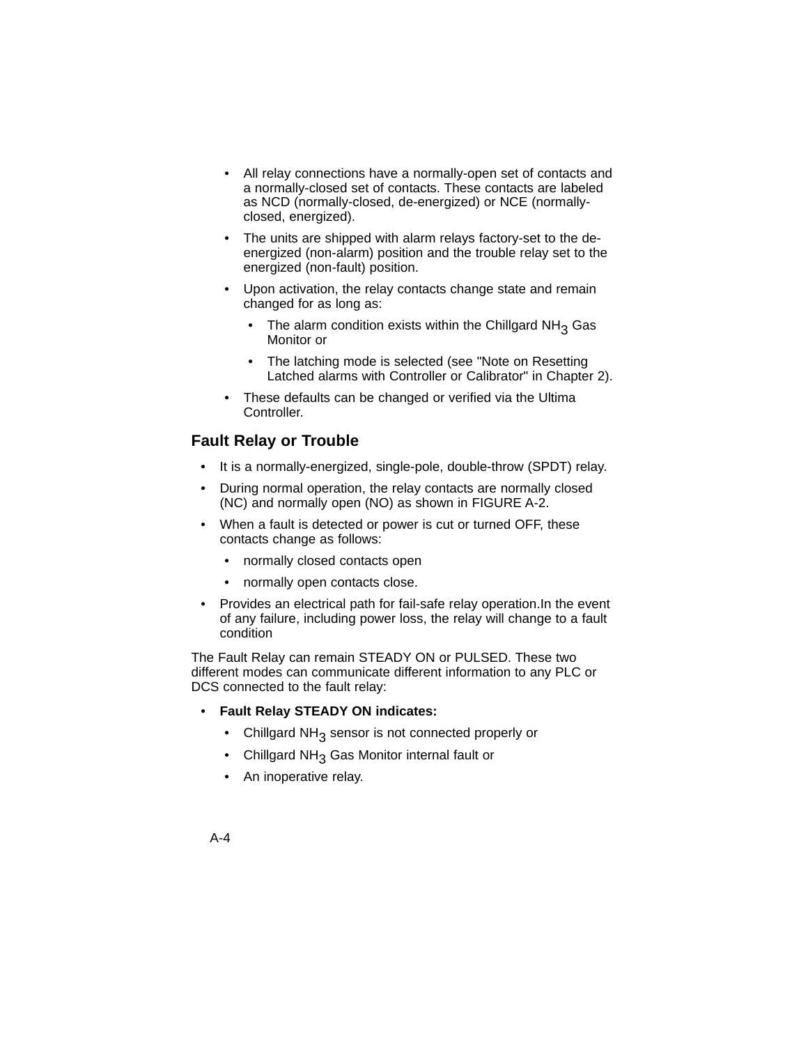- All relay connections have a normally-open set of contacts and a normally-closed set of contacts. These contacts are labeled as NCD (normally-closed, de-energized) or NCE (normally-closed, energized).
- The units are shipped with alarm relays factory-set to the de-energized (non-alarm) position and the trouble relay set to the energized (non-fault) position.
- Upon activation, the relay contacts change state and remain changed for as long as:
  - The alarm condition exists within the Chillgard $NH_3$ Gas Monitor or
  - The latching mode is selected (see "Note on Resetting Latched alarms with Controller or Calibrator" in Chapter 2).
- These defaults can be changed or verified via the Ultima Controller.

## Fault Relay or Trouble

- It is a normally-energized, single-pole, double-throw (SPDT) relay.
- During normal operation, the relay contacts are normally closed (NC) and normally open (NO) as shown in FIGURE A-2.
- When a fault is detected or power is cut or turned OFF, these contacts change as follows:
  - normally closed contacts open
  - normally open contacts close.
- Provides an electrical path for fail-safe relay operation.In the event of any failure, including power loss, the relay will change to a fault condition

The Fault Relay can remain STEADY ON or PULSED. These two different modes can communicate different information to any PLC or DCS connected to the fault relay:

- **Fault Relay STEADY ON indicates:**
  - Chillgard $NH_3$ sensor is not connected properly or
  - Chillgard $NH_3$ Gas Monitor internal fault or
  - An inoperative relay.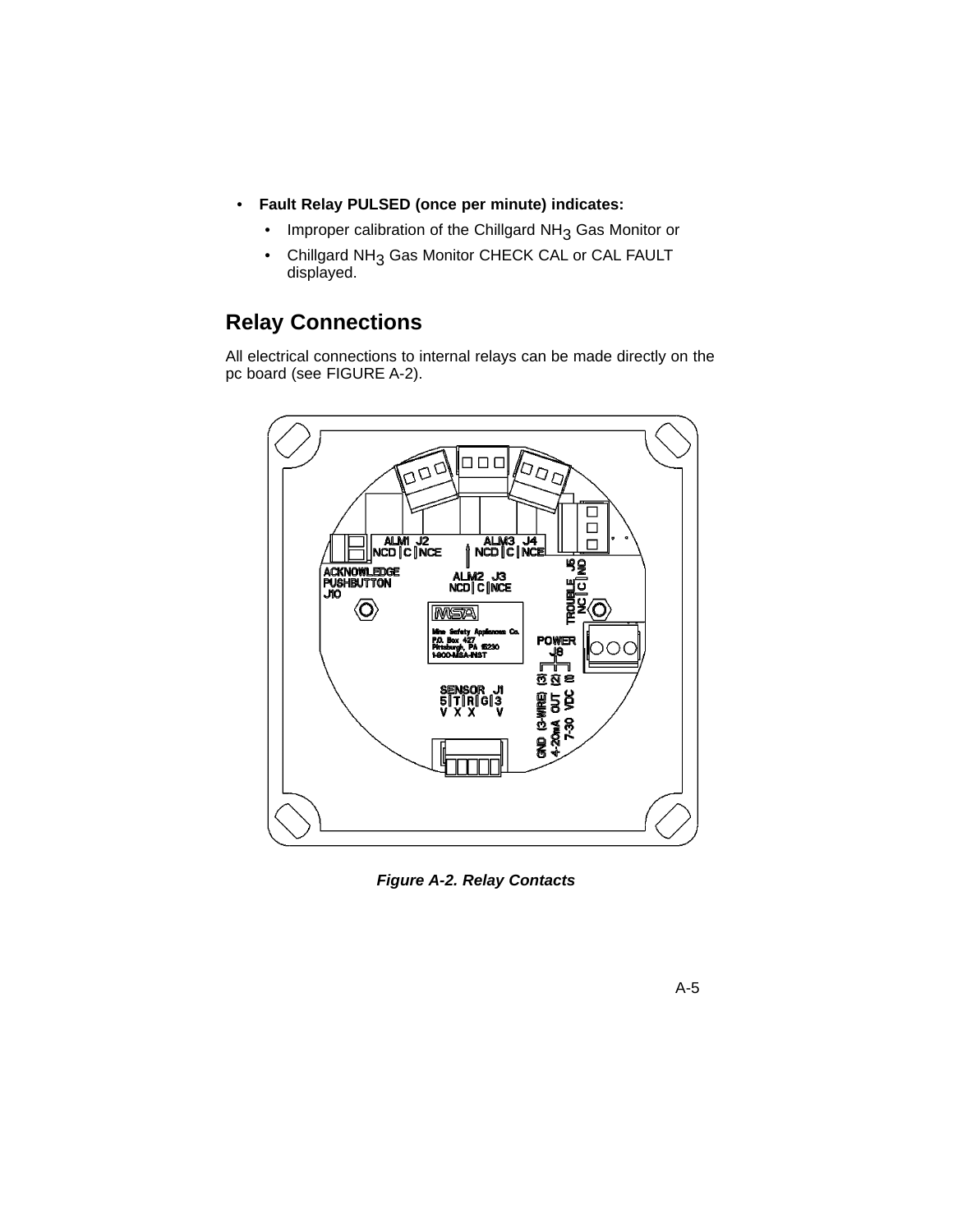- **Fault Relay PULSED (once per minute) indicates:**
  - Improper calibration of the Chillgard $NH_3$ Gas Monitor or
  - Chillgard $NH_3$ Gas Monitor CHECK CAL or CAL FAULT displayed.

## Relay Connections

All electrical connections to internal relays can be made directly on the pc board (see FIGURE A-2).

*Figure A-2. Relay Contacts*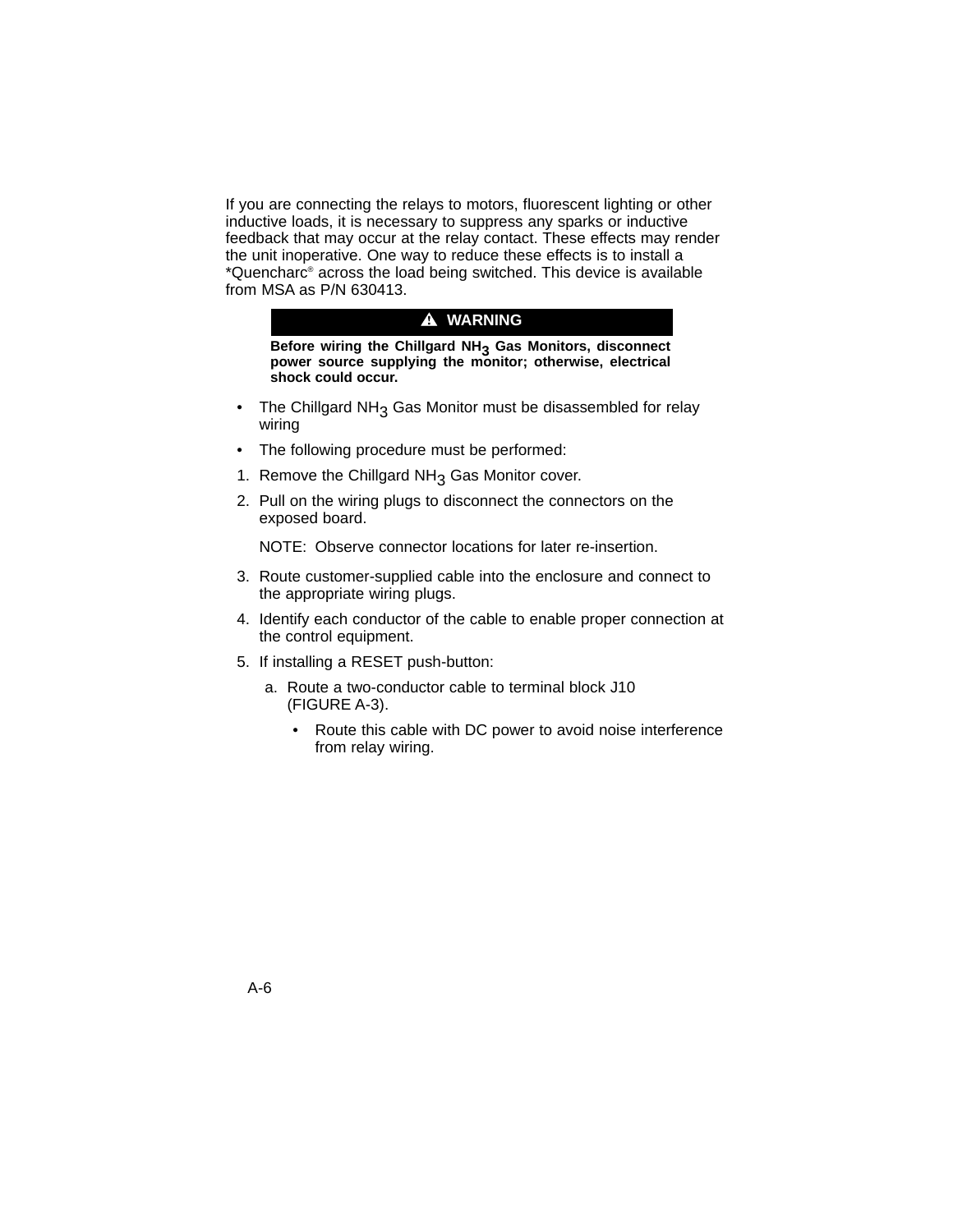If you are connecting the relays to motors, fluorescent lighting or other inductive loads, it is necessary to suppress any sparks or inductive feedback that may occur at the relay contact. These effects may render the unit inoperative. One way to reduce these effects is to install a *Quencharc® across the load being switched. This device is available from MSA as P/N 630413.

**⚠ WARNING**

**Before wiring the Chillgard $NH_3$ Gas Monitors, disconnect power source supplying the monitor; otherwise, electrical shock could occur.**

- The Chillgard $NH_3$ Gas Monitor must be disassembled for relay wiring
- The following procedure must be performed:

1. Remove the Chillgard $NH_3$ Gas Monitor cover.
2. Pull on the wiring plugs to disconnect the connectors on the exposed board.

   NOTE: Observe connector locations for later re-insertion.

3. Route customer-supplied cable into the enclosure and connect to the appropriate wiring plugs.
4. Identify each conductor of the cable to enable proper connection at the control equipment.
5. If installing a RESET push-button:

   a. Route a two-conductor cable to terminal block J10 (FIGURE A-3).

      - Route this cable with DC power to avoid noise interference from relay wiring.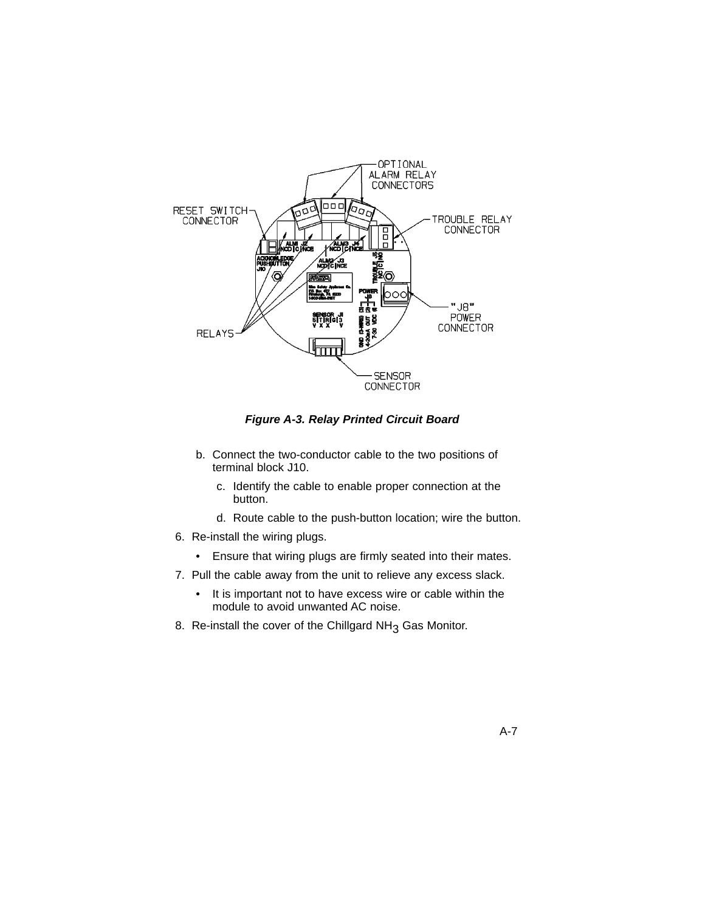*Figure A-3. Relay Printed Circuit Board*

b. Connect the two-conductor cable to the two positions of terminal block J10.

c. Identify the cable to enable proper connection at the button.

d. Route cable to the push-button location; wire the button.

6. Re-install the wiring plugs.
   - Ensure that wiring plugs are firmly seated into their mates.
7. Pull the cable away from the unit to relieve any excess slack.
   - It is important not to have excess wire or cable within the module to avoid unwanted AC noise.
8. Re-install the cover of the Chillgard $NH_3$ Gas Monitor.